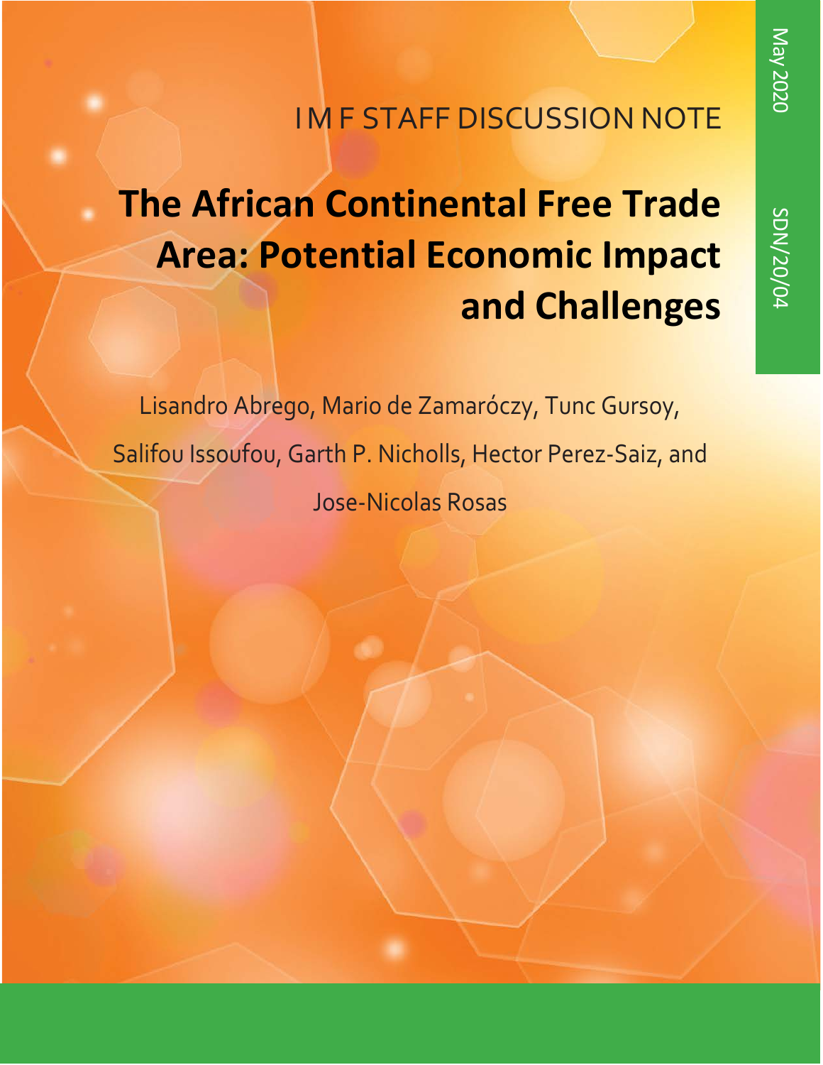May 2020

SDN/20/04

IMF STAFF DISCUSSION NOTE

# The African Continental Free Trade Area: Potential Economic Impact and Challenges

Lisandro Abrego, Mario de Zamaróczy, Tunc Gursoy, Salifou Issoufou, Garth P. Nicholls, Hector Perez-Saiz, and Jose-Nicolas Rosas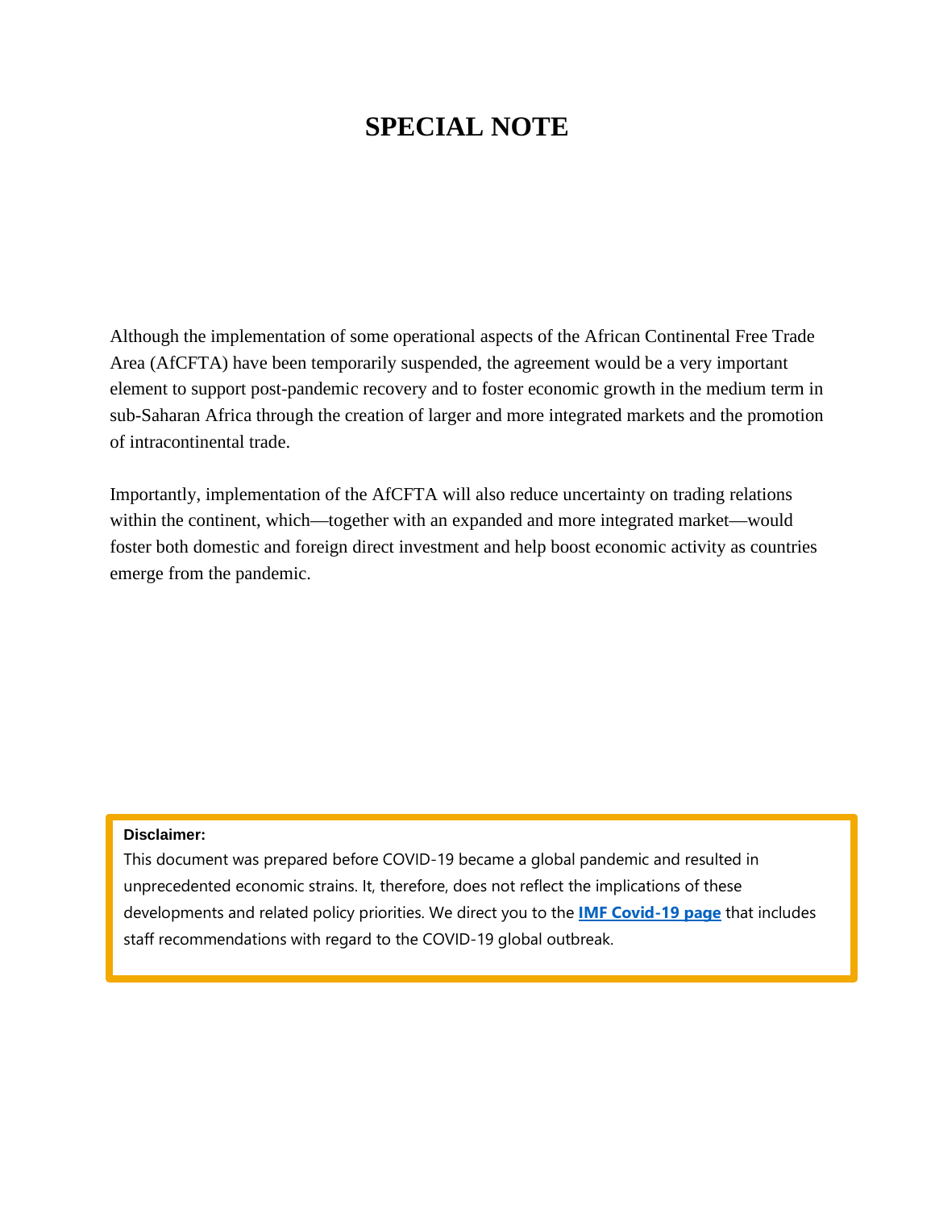# SPECIAL NOTE

Although the implementation of some operational aspects of the African Continental Free Trade Area (AfCFTA) have been temporarily suspended, the agreement would be a very important element to support post-pandemic recovery and to foster economic growth in the medium term in sub-Saharan Africa through the creation of larger and more integrated markets and the promotion of intracontinental trade.

Importantly, implementation of the AfCFTA will also reduce uncertainty on trading relations within the continent, which—together with an expanded and more integrated market—would foster both domestic and foreign direct investment and help boost economic activity as countries emerge from the pandemic.

**Disclaimer:**

This document was prepared before COVID-19 became a global pandemic and resulted in unprecedented economic strains. It, therefore, does not reflect the implications of these developments and related policy priorities. We direct you to the **IMF Covid-19 page** that includes staff recommendations with regard to the COVID-19 global outbreak.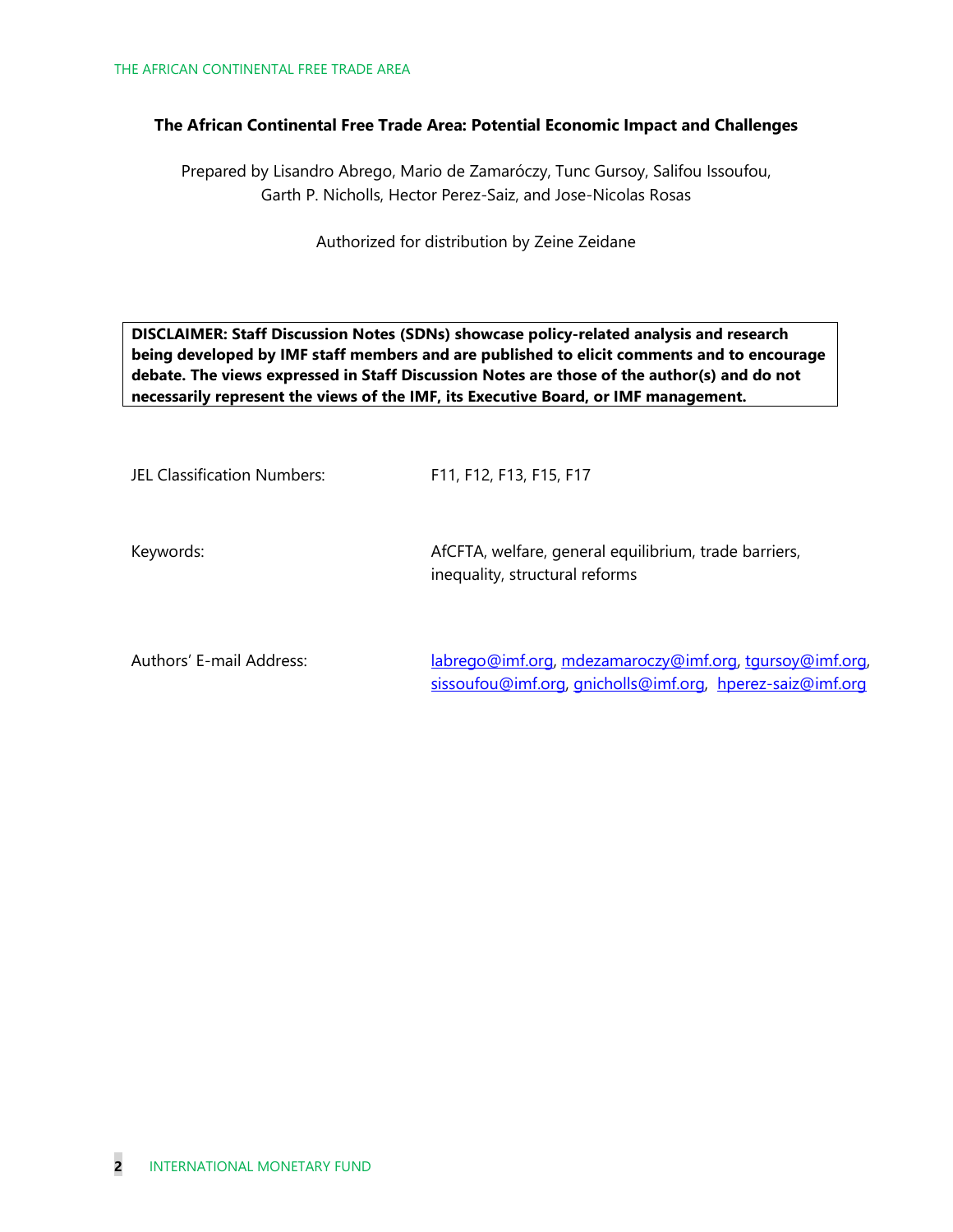**The African Continental Free Trade Area: Potential Economic Impact and Challenges**

Prepared by Lisandro Abrego, Mario de Zamaróczy, Tunc Gursoy, Salifou Issoufou, Garth P. Nicholls, Hector Perez-Saiz, and Jose-Nicolas Rosas

Authorized for distribution by Zeine Zeidane

**DISCLAIMER: Staff Discussion Notes (SDNs) showcase policy-related analysis and research being developed by IMF staff members and are published to elicit comments and to encourage debate. The views expressed in Staff Discussion Notes are those of the author(s) and do not necessarily represent the views of the IMF, its Executive Board, or IMF management.**

| | |
|---|---|
| JEL Classification Numbers: | F11, F12, F13, F15, F17 |
| Keywords: | AfCFTA, welfare, general equilibrium, trade barriers, inequality, structural reforms |
| Authors' E-mail Address: | labrego@imf.org, mdezamaroczy@imf.org, tgursoy@imf.org, sissoufou@imf.org, gnicholls@imf.org, hperez-saiz@imf.org |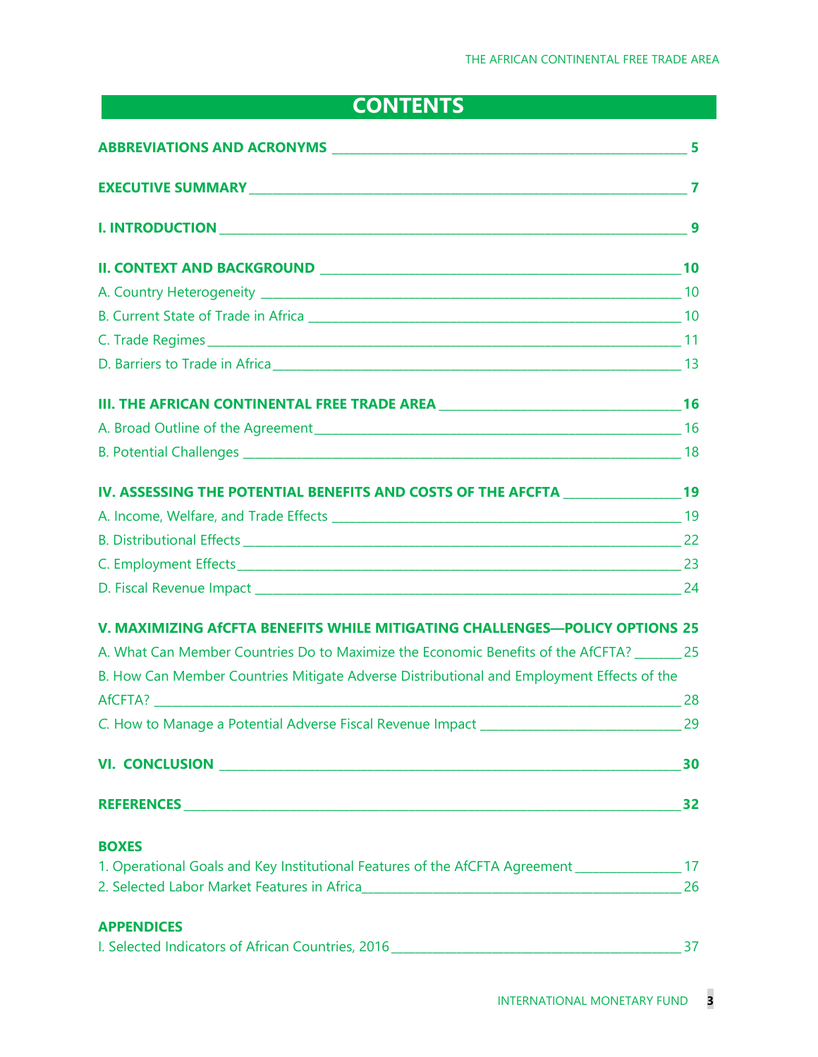# CONTENTS

**ABBREVIATIONS AND ACRONYMS** 5

**EXECUTIVE SUMMARY** 7

**I. INTRODUCTION** 9

**II. CONTEXT AND BACKGROUND** 10

A. Country Heterogeneity 10

B. Current State of Trade in Africa 10

C. Trade Regimes 11

D. Barriers to Trade in Africa 13

**III. THE AFRICAN CONTINENTAL FREE TRADE AREA** 16

A. Broad Outline of the Agreement 16

B. Potential Challenges 18

**IV. ASSESSING THE POTENTIAL BENEFITS AND COSTS OF THE AFCFTA** 19

A. Income, Welfare, and Trade Effects 19

B. Distributional Effects 22

C. Employment Effects 23

D. Fiscal Revenue Impact 24

**V. MAXIMIZING AfCFTA BENEFITS WHILE MITIGATING CHALLENGES—POLICY OPTIONS** 25

A. What Can Member Countries Do to Maximize the Economic Benefits of the AfCFTA? 25

B. How Can Member Countries Mitigate Adverse Distributional and Employment Effects of the AfCFTA? 28

C. How to Manage a Potential Adverse Fiscal Revenue Impact 29

**VI. CONCLUSION** 30

**REFERENCES** 32

**BOXES**

1. Operational Goals and Key Institutional Features of the AfCFTA Agreement 17
2. Selected Labor Market Features in Africa 26

**APPENDICES**

I. Selected Indicators of African Countries, 2016 37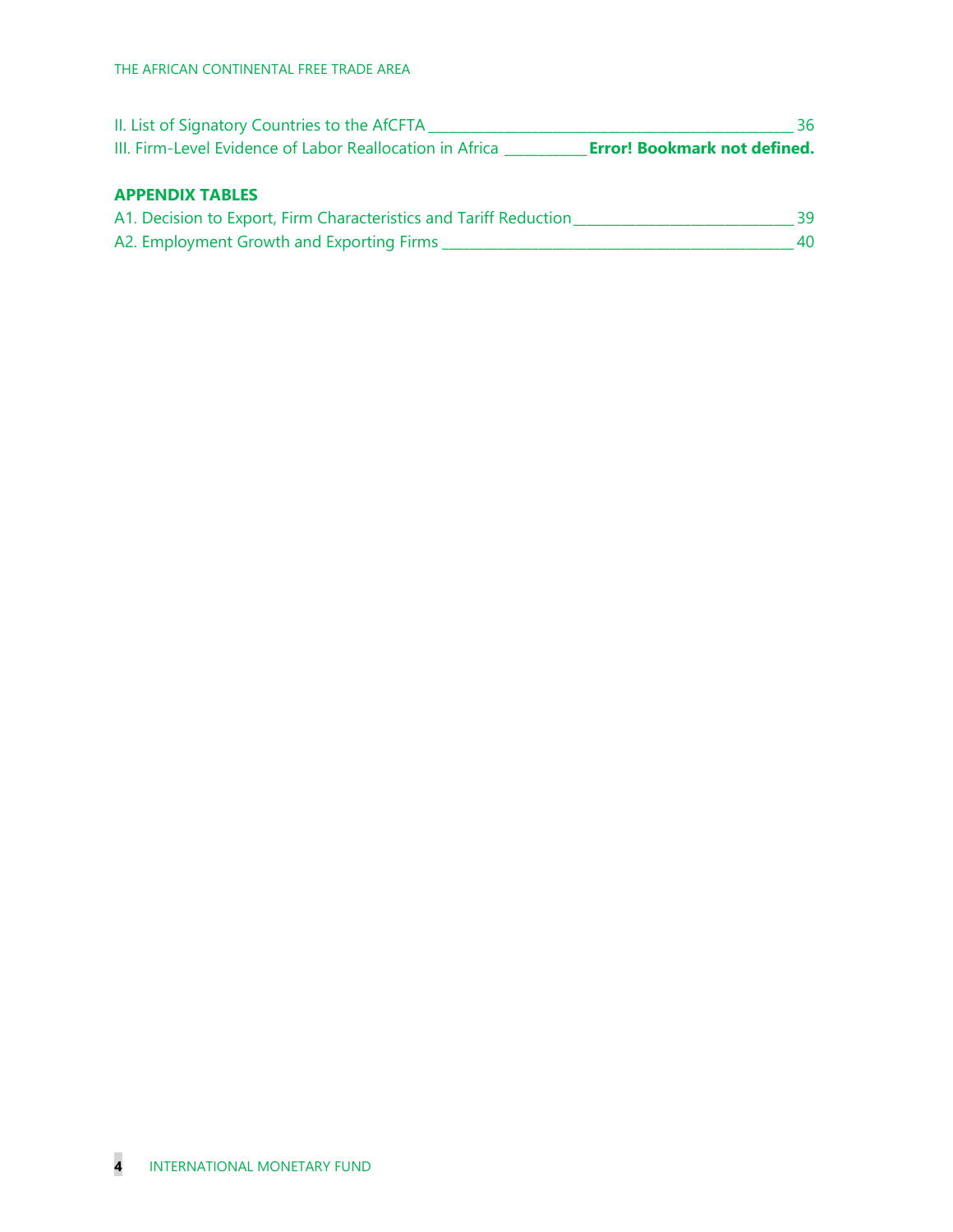II. List of Signatory Countries to the AfCFTA ____________________________________________ 36

III. Firm-Level Evidence of Labor Reallocation in Africa __________ **Error! Bookmark not defined.**

**APPENDIX TABLES**

A1. Decision to Export, Firm Characteristics and Tariff Reduction ___________________________ 39

A2. Employment Growth and Exporting Firms _____________________________________________ 40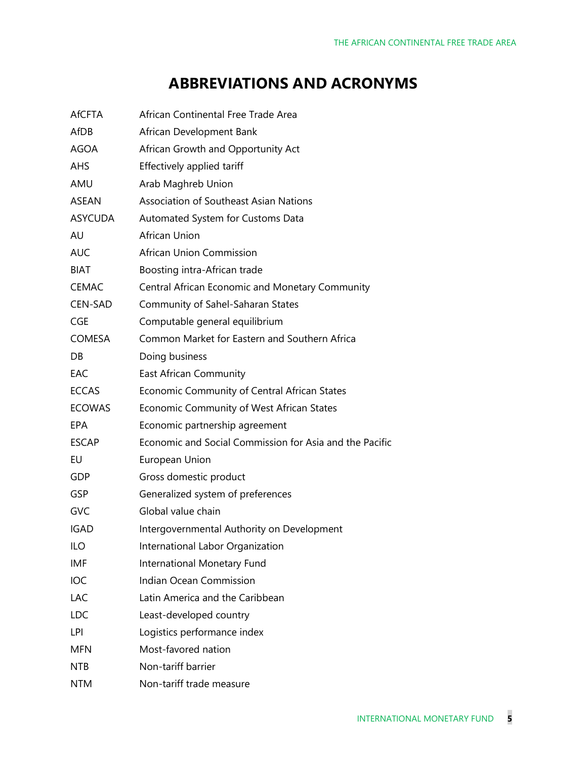# ABBREVIATIONS AND ACRONYMS

| | |
|---|---|
| AfCFTA | African Continental Free Trade Area |
| AfDB | African Development Bank |
| AGOA | African Growth and Opportunity Act |
| AHS | Effectively applied tariff |
| AMU | Arab Maghreb Union |
| ASEAN | Association of Southeast Asian Nations |
| ASYCUDA | Automated System for Customs Data |
| AU | African Union |
| AUC | African Union Commission |
| BIAT | Boosting intra-African trade |
| CEMAC | Central African Economic and Monetary Community |
| CEN-SAD | Community of Sahel-Saharan States |
| CGE | Computable general equilibrium |
| COMESA | Common Market for Eastern and Southern Africa |
| DB | Doing business |
| EAC | East African Community |
| ECCAS | Economic Community of Central African States |
| ECOWAS | Economic Community of West African States |
| EPA | Economic partnership agreement |
| ESCAP | Economic and Social Commission for Asia and the Pacific |
| EU | European Union |
| GDP | Gross domestic product |
| GSP | Generalized system of preferences |
| GVC | Global value chain |
| IGAD | Intergovernmental Authority on Development |
| ILO | International Labor Organization |
| IMF | International Monetary Fund |
| IOC | Indian Ocean Commission |
| LAC | Latin America and the Caribbean |
| LDC | Least-developed country |
| LPI | Logistics performance index |
| MFN | Most-favored nation |
| NTB | Non-tariff barrier |
| NTM | Non-tariff trade measure |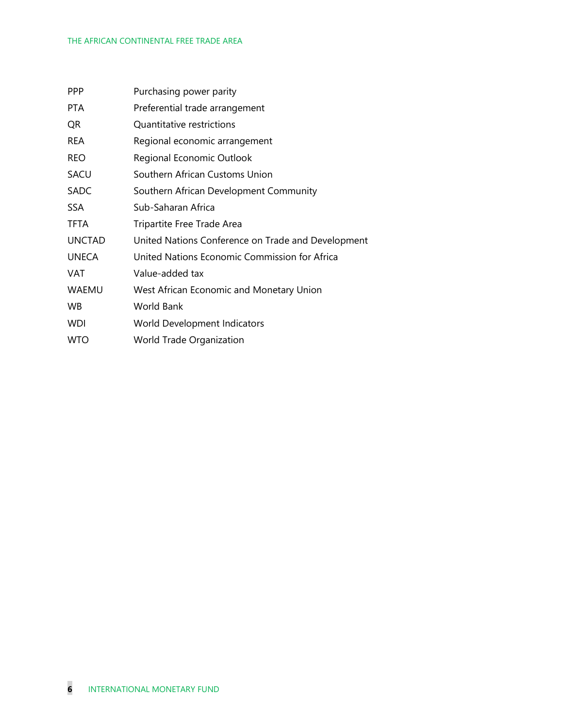| | |
|---|---|
| PPP | Purchasing power parity |
| PTA | Preferential trade arrangement |
| QR | Quantitative restrictions |
| REA | Regional economic arrangement |
| REO | Regional Economic Outlook |
| SACU | Southern African Customs Union |
| SADC | Southern African Development Community |
| SSA | Sub-Saharan Africa |
| TFTA | Tripartite Free Trade Area |
| UNCTAD | United Nations Conference on Trade and Development |
| UNECA | United Nations Economic Commission for Africa |
| VAT | Value-added tax |
| WAEMU | West African Economic and Monetary Union |
| WB | World Bank |
| WDI | World Development Indicators |
| WTO | World Trade Organization |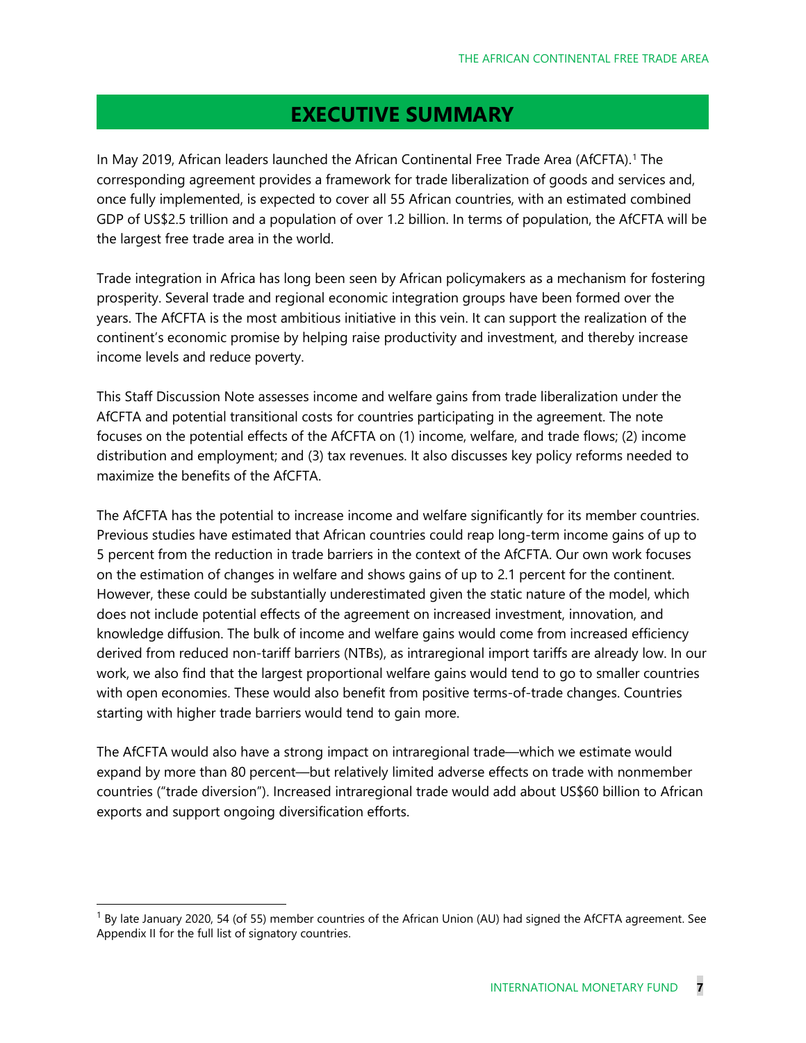# EXECUTIVE SUMMARY

In May 2019, African leaders launched the African Continental Free Trade Area (AfCFTA).[1] The corresponding agreement provides a framework for trade liberalization of goods and services and, once fully implemented, is expected to cover all 55 African countries, with an estimated combined GDP of US$2.5 trillion and a population of over 1.2 billion. In terms of population, the AfCFTA will be the largest free trade area in the world.

Trade integration in Africa has long been seen by African policymakers as a mechanism for fostering prosperity. Several trade and regional economic integration groups have been formed over the years. The AfCFTA is the most ambitious initiative in this vein. It can support the realization of the continent's economic promise by helping raise productivity and investment, and thereby increase income levels and reduce poverty.

This Staff Discussion Note assesses income and welfare gains from trade liberalization under the AfCFTA and potential transitional costs for countries participating in the agreement. The note focuses on the potential effects of the AfCFTA on (1) income, welfare, and trade flows; (2) income distribution and employment; and (3) tax revenues. It also discusses key policy reforms needed to maximize the benefits of the AfCFTA.

The AfCFTA has the potential to increase income and welfare significantly for its member countries. Previous studies have estimated that African countries could reap long-term income gains of up to 5 percent from the reduction in trade barriers in the context of the AfCFTA. Our own work focuses on the estimation of changes in welfare and shows gains of up to 2.1 percent for the continent. However, these could be substantially underestimated given the static nature of the model, which does not include potential effects of the agreement on increased investment, innovation, and knowledge diffusion. The bulk of income and welfare gains would come from increased efficiency derived from reduced non-tariff barriers (NTBs), as intraregional import tariffs are already low. In our work, we also find that the largest proportional welfare gains would tend to go to smaller countries with open economies. These would also benefit from positive terms-of-trade changes. Countries starting with higher trade barriers would tend to gain more.

The AfCFTA would also have a strong impact on intraregional trade—which we estimate would expand by more than 80 percent—but relatively limited adverse effects on trade with nonmember countries ("trade diversion"). Increased intraregional trade would add about US$60 billion to African exports and support ongoing diversification efforts.

[1] By late January 2020, 54 (of 55) member countries of the African Union (AU) had signed the AfCFTA agreement. See Appendix II for the full list of signatory countries.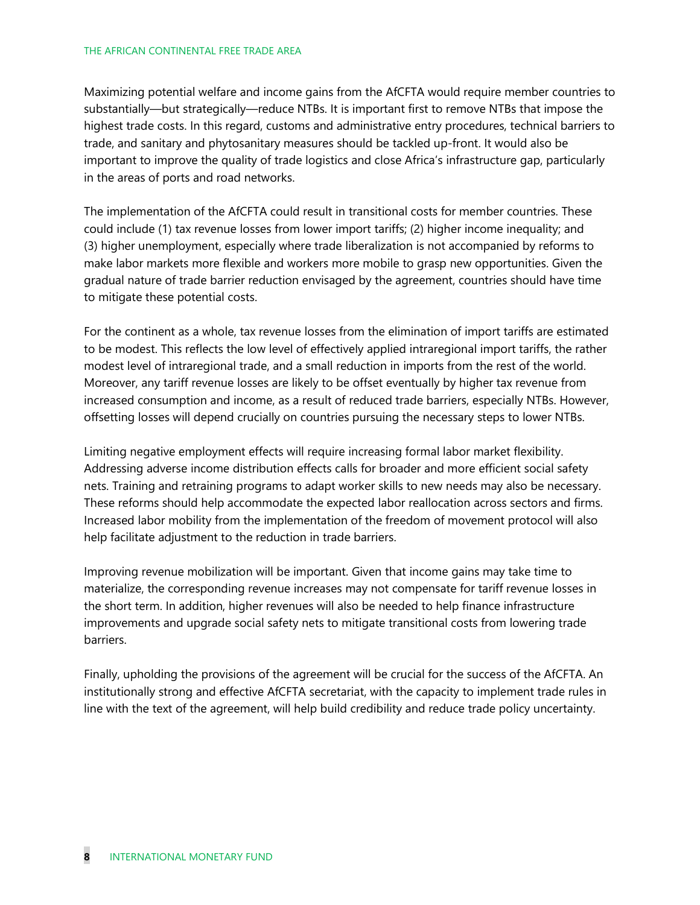Maximizing potential welfare and income gains from the AfCFTA would require member countries to substantially—but strategically—reduce NTBs. It is important first to remove NTBs that impose the highest trade costs. In this regard, customs and administrative entry procedures, technical barriers to trade, and sanitary and phytosanitary measures should be tackled up-front. It would also be important to improve the quality of trade logistics and close Africa's infrastructure gap, particularly in the areas of ports and road networks.

The implementation of the AfCFTA could result in transitional costs for member countries. These could include (1) tax revenue losses from lower import tariffs; (2) higher income inequality; and (3) higher unemployment, especially where trade liberalization is not accompanied by reforms to make labor markets more flexible and workers more mobile to grasp new opportunities. Given the gradual nature of trade barrier reduction envisaged by the agreement, countries should have time to mitigate these potential costs.

For the continent as a whole, tax revenue losses from the elimination of import tariffs are estimated to be modest. This reflects the low level of effectively applied intraregional import tariffs, the rather modest level of intraregional trade, and a small reduction in imports from the rest of the world. Moreover, any tariff revenue losses are likely to be offset eventually by higher tax revenue from increased consumption and income, as a result of reduced trade barriers, especially NTBs. However, offsetting losses will depend crucially on countries pursuing the necessary steps to lower NTBs.

Limiting negative employment effects will require increasing formal labor market flexibility. Addressing adverse income distribution effects calls for broader and more efficient social safety nets. Training and retraining programs to adapt worker skills to new needs may also be necessary. These reforms should help accommodate the expected labor reallocation across sectors and firms. Increased labor mobility from the implementation of the freedom of movement protocol will also help facilitate adjustment to the reduction in trade barriers.

Improving revenue mobilization will be important. Given that income gains may take time to materialize, the corresponding revenue increases may not compensate for tariff revenue losses in the short term. In addition, higher revenues will also be needed to help finance infrastructure improvements and upgrade social safety nets to mitigate transitional costs from lowering trade barriers.

Finally, upholding the provisions of the agreement will be crucial for the success of the AfCFTA. An institutionally strong and effective AfCFTA secretariat, with the capacity to implement trade rules in line with the text of the agreement, will help build credibility and reduce trade policy uncertainty.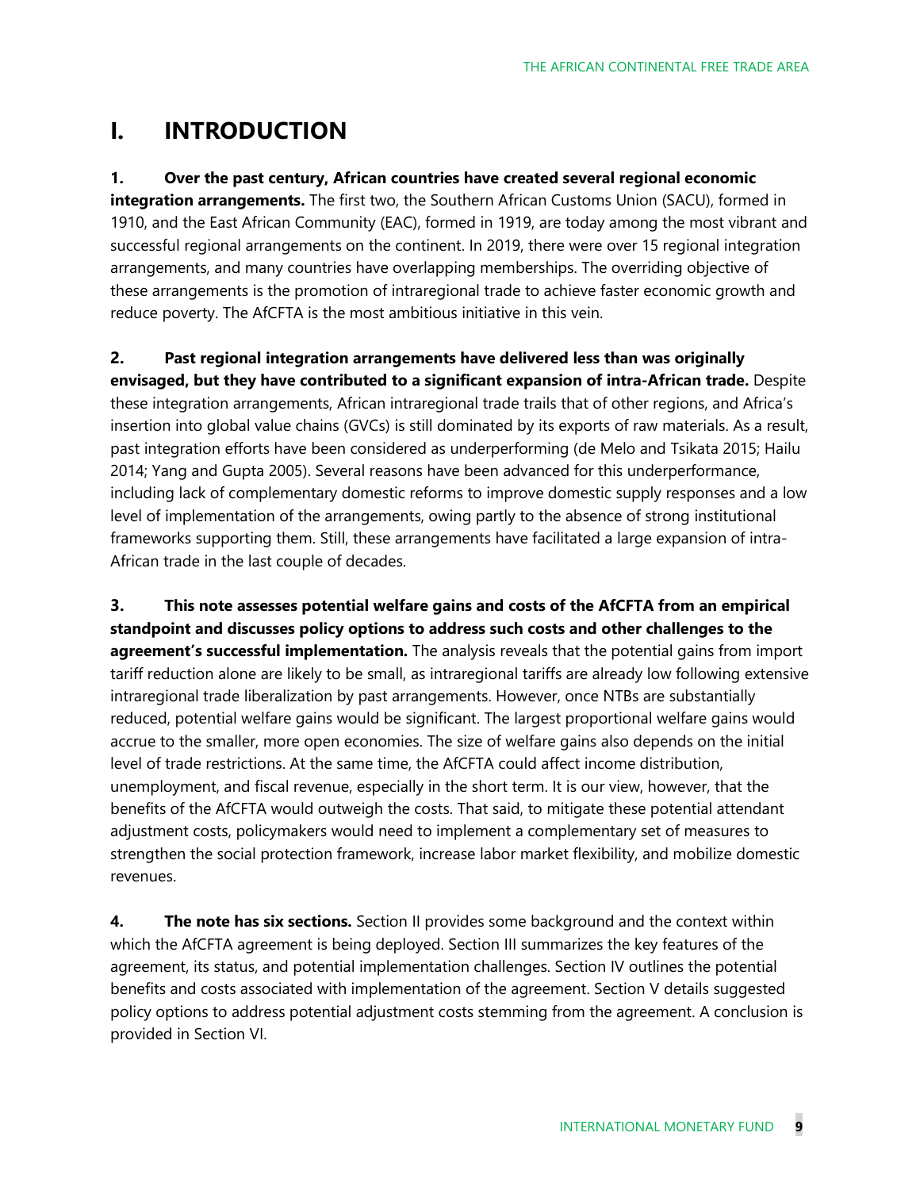# I. INTRODUCTION

**1. Over the past century, African countries have created several regional economic integration arrangements.** The first two, the Southern African Customs Union (SACU), formed in 1910, and the East African Community (EAC), formed in 1919, are today among the most vibrant and successful regional arrangements on the continent. In 2019, there were over 15 regional integration arrangements, and many countries have overlapping memberships. The overriding objective of these arrangements is the promotion of intraregional trade to achieve faster economic growth and reduce poverty. The AfCFTA is the most ambitious initiative in this vein.

**2. Past regional integration arrangements have delivered less than was originally envisaged, but they have contributed to a significant expansion of intra-African trade.** Despite these integration arrangements, African intraregional trade trails that of other regions, and Africa's insertion into global value chains (GVCs) is still dominated by its exports of raw materials. As a result, past integration efforts have been considered as underperforming (de Melo and Tsikata 2015; Hailu 2014; Yang and Gupta 2005). Several reasons have been advanced for this underperformance, including lack of complementary domestic reforms to improve domestic supply responses and a low level of implementation of the arrangements, owing partly to the absence of strong institutional frameworks supporting them. Still, these arrangements have facilitated a large expansion of intra-African trade in the last couple of decades.

**3. This note assesses potential welfare gains and costs of the AfCFTA from an empirical standpoint and discusses policy options to address such costs and other challenges to the agreement's successful implementation.** The analysis reveals that the potential gains from import tariff reduction alone are likely to be small, as intraregional tariffs are already low following extensive intraregional trade liberalization by past arrangements. However, once NTBs are substantially reduced, potential welfare gains would be significant. The largest proportional welfare gains would accrue to the smaller, more open economies. The size of welfare gains also depends on the initial level of trade restrictions. At the same time, the AfCFTA could affect income distribution, unemployment, and fiscal revenue, especially in the short term. It is our view, however, that the benefits of the AfCFTA would outweigh the costs. That said, to mitigate these potential attendant adjustment costs, policymakers would need to implement a complementary set of measures to strengthen the social protection framework, increase labor market flexibility, and mobilize domestic revenues.

**4. The note has six sections.** Section II provides some background and the context within which the AfCFTA agreement is being deployed. Section III summarizes the key features of the agreement, its status, and potential implementation challenges. Section IV outlines the potential benefits and costs associated with implementation of the agreement. Section V details suggested policy options to address potential adjustment costs stemming from the agreement. A conclusion is provided in Section VI.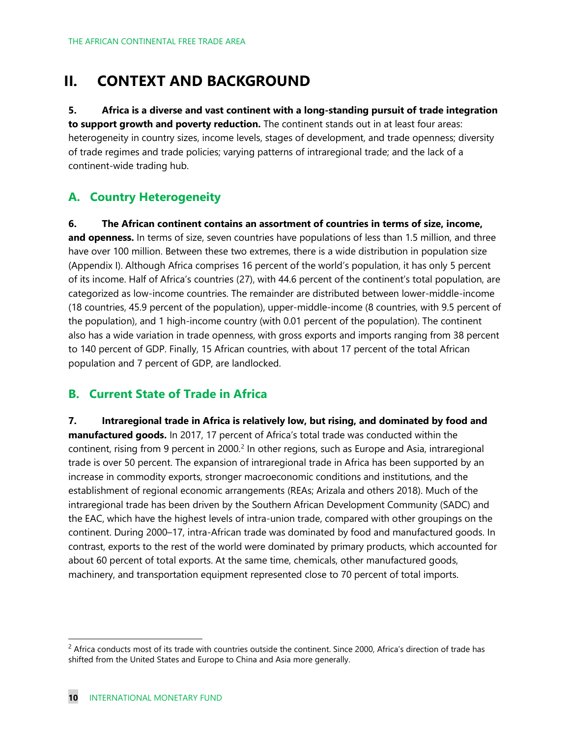## II. CONTEXT AND BACKGROUND

**5. Africa is a diverse and vast continent with a long-standing pursuit of trade integration to support growth and poverty reduction.** The continent stands out in at least four areas: heterogeneity in country sizes, income levels, stages of development, and trade openness; diversity of trade regimes and trade policies; varying patterns of intraregional trade; and the lack of a continent-wide trading hub.

### A. Country Heterogeneity

**6. The African continent contains an assortment of countries in terms of size, income, and openness.** In terms of size, seven countries have populations of less than 1.5 million, and three have over 100 million. Between these two extremes, there is a wide distribution in population size (Appendix I). Although Africa comprises 16 percent of the world's population, it has only 5 percent of its income. Half of Africa's countries (27), with 44.6 percent of the continent's total population, are categorized as low-income countries. The remainder are distributed between lower-middle-income (18 countries, 45.9 percent of the population), upper-middle-income (8 countries, with 9.5 percent of the population), and 1 high-income country (with 0.01 percent of the population). The continent also has a wide variation in trade openness, with gross exports and imports ranging from 38 percent to 140 percent of GDP. Finally, 15 African countries, with about 17 percent of the total African population and 7 percent of GDP, are landlocked.

### B. Current State of Trade in Africa

**7. Intraregional trade in Africa is relatively low, but rising, and dominated by food and manufactured goods.** In 2017, 17 percent of Africa's total trade was conducted within the continent, rising from 9 percent in 2000.[2] In other regions, such as Europe and Asia, intraregional trade is over 50 percent. The expansion of intraregional trade in Africa has been supported by an increase in commodity exports, stronger macroeconomic conditions and institutions, and the establishment of regional economic arrangements (REAs; Arizala and others 2018). Much of the intraregional trade has been driven by the Southern African Development Community (SADC) and the EAC, which have the highest levels of intra-union trade, compared with other groupings on the continent. During 2000–17, intra-African trade was dominated by food and manufactured goods. In contrast, exports to the rest of the world were dominated by primary products, which accounted for about 60 percent of total exports. At the same time, chemicals, other manufactured goods, machinery, and transportation equipment represented close to 70 percent of total imports.

---

[2] Africa conducts most of its trade with countries outside the continent. Since 2000, Africa's direction of trade has shifted from the United States and Europe to China and Asia more generally.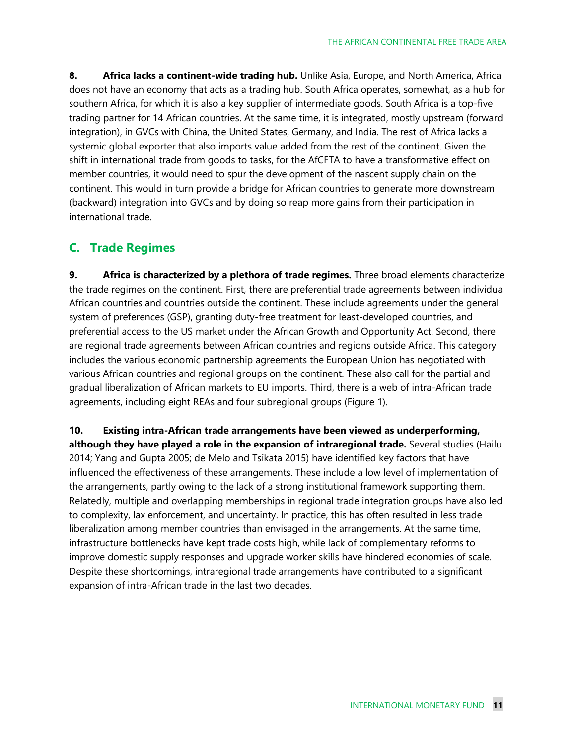**8. Africa lacks a continent-wide trading hub.** Unlike Asia, Europe, and North America, Africa does not have an economy that acts as a trading hub. South Africa operates, somewhat, as a hub for southern Africa, for which it is also a key supplier of intermediate goods. South Africa is a top-five trading partner for 14 African countries. At the same time, it is integrated, mostly upstream (forward integration), in GVCs with China, the United States, Germany, and India. The rest of Africa lacks a systemic global exporter that also imports value added from the rest of the continent. Given the shift in international trade from goods to tasks, for the AfCFTA to have a transformative effect on member countries, it would need to spur the development of the nascent supply chain on the continent. This would in turn provide a bridge for African countries to generate more downstream (backward) integration into GVCs and by doing so reap more gains from their participation in international trade.

## C. Trade Regimes

**9. Africa is characterized by a plethora of trade regimes.** Three broad elements characterize the trade regimes on the continent. First, there are preferential trade agreements between individual African countries and countries outside the continent. These include agreements under the general system of preferences (GSP), granting duty-free treatment for least-developed countries, and preferential access to the US market under the African Growth and Opportunity Act. Second, there are regional trade agreements between African countries and regions outside Africa. This category includes the various economic partnership agreements the European Union has negotiated with various African countries and regional groups on the continent. These also call for the partial and gradual liberalization of African markets to EU imports. Third, there is a web of intra-African trade agreements, including eight REAs and four subregional groups (Figure 1).

**10. Existing intra-African trade arrangements have been viewed as underperforming, although they have played a role in the expansion of intraregional trade.** Several studies (Hailu 2014; Yang and Gupta 2005; de Melo and Tsikata 2015) have identified key factors that have influenced the effectiveness of these arrangements. These include a low level of implementation of the arrangements, partly owing to the lack of a strong institutional framework supporting them. Relatedly, multiple and overlapping memberships in regional trade integration groups have also led to complexity, lax enforcement, and uncertainty. In practice, this has often resulted in less trade liberalization among member countries than envisaged in the arrangements. At the same time, infrastructure bottlenecks have kept trade costs high, while lack of complementary reforms to improve domestic supply responses and upgrade worker skills have hindered economies of scale. Despite these shortcomings, intraregional trade arrangements have contributed to a significant expansion of intra-African trade in the last two decades.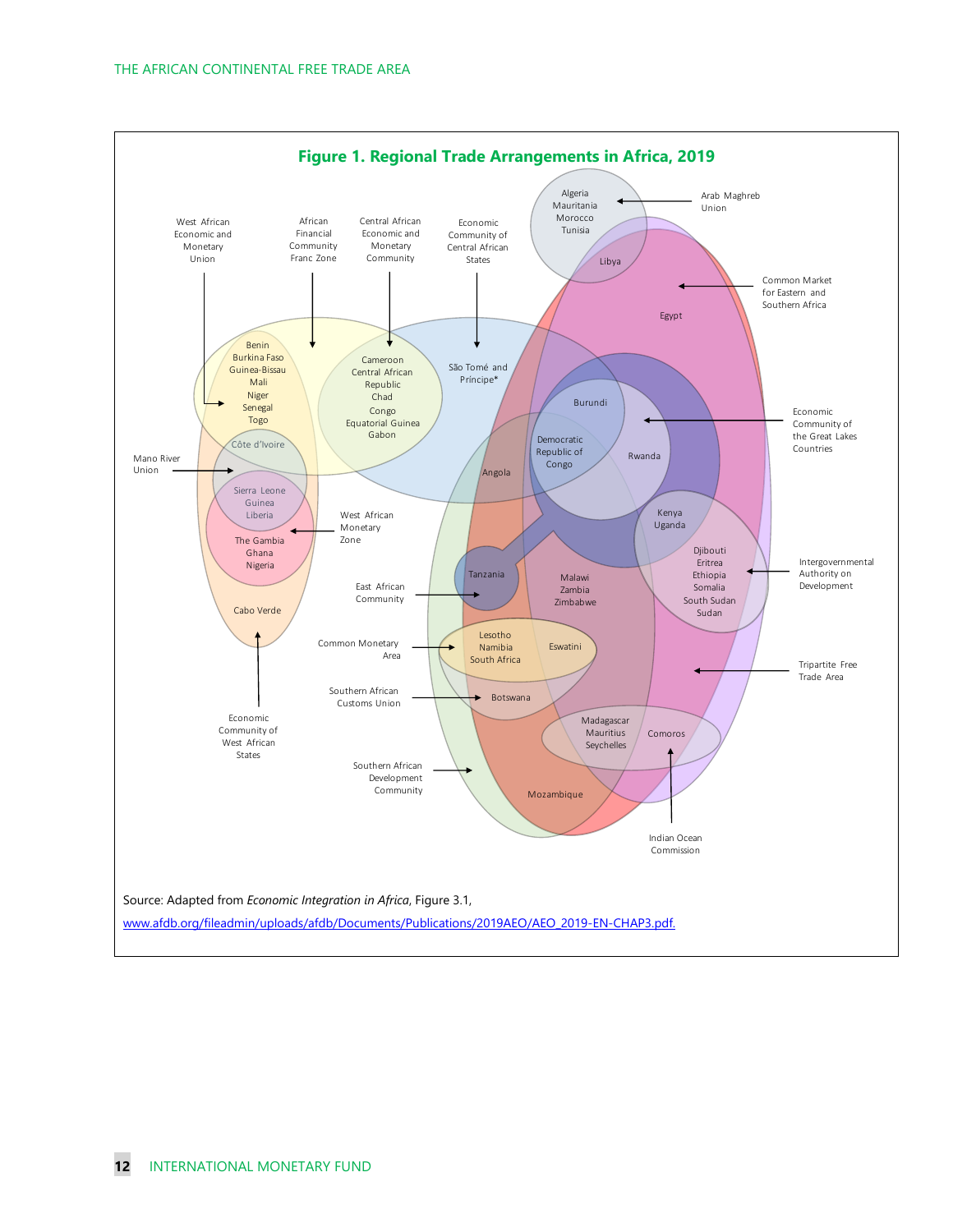**Figure 1. Regional Trade Arrangements in Africa, 2019**

West African Economic and Monetary Union

African Financial Community Franc Zone

Central African Economic and Monetary Community

Economic Community of Central African States

Algeria
Mauritania
Morocco
Tunisia

Arab Maghreb Union

Libya

Common Market for Eastern and Southern Africa

Egypt

Benin
Burkina Faso
Guinea-Bissau
Mali
Niger
Senegal
Togo

Cameroon
Central African Republic
Chad
Congo
Equatorial Guinea
Gabon

São Tomé and Príncipe*

Burundi

Economic Community of the Great Lakes Countries

Democratic Republic of Congo

Rwanda

Côte d'Ivoire

Mano River Union

Angola

Sierra Leone
Guinea
Liberia

West African Monetary Zone

Kenya
Uganda

The Gambia
Ghana
Nigeria

Djibouti
Eritrea
Ethiopia
Somalia
South Sudan
Sudan

Intergovernmental Authority on Development

Tanzania

Malawi
Zambia
Zimbabwe

East African Community

Cabo Verde

Lesotho
Namibia
South Africa

Eswatini

Common Monetary Area

Tripartite Free Trade Area

Southern African Customs Union

Botswana

Madagascar
Mauritius
Seychelles

Comoros

Economic Community of West African States

Southern African Development Community

Mozambique

Indian Ocean Commission

Source: Adapted from *Economic Integration in Africa*, Figure 3.1,
www.afdb.org/fileadmin/uploads/afdb/Documents/Publications/2019AEO/AEO_2019-EN-CHAP3.pdf.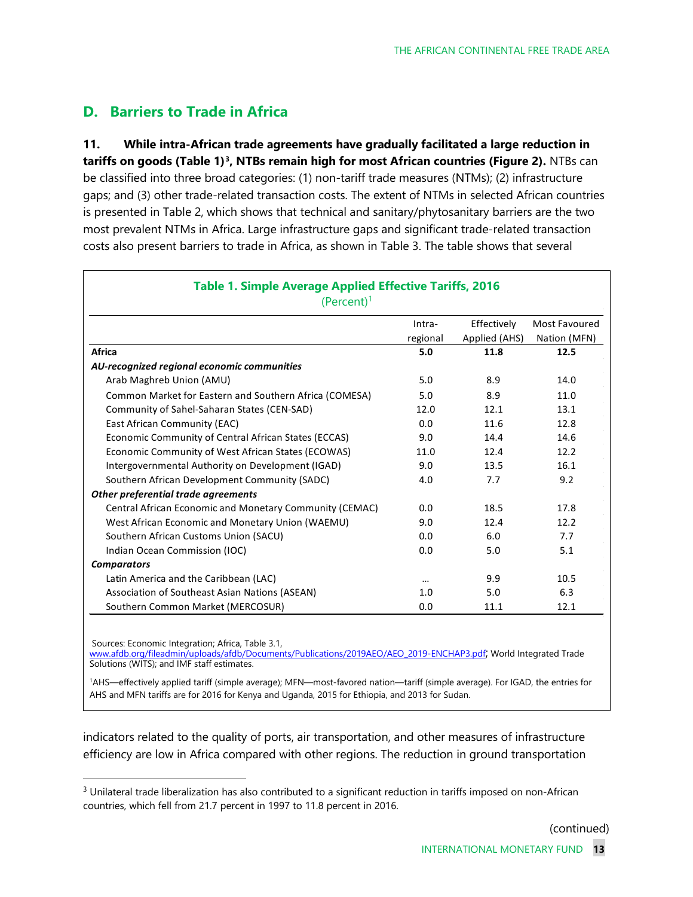## D. Barriers to Trade in Africa

**11. While intra-African trade agreements have gradually facilitated a large reduction in tariffs on goods (Table 1)[3], NTBs remain high for most African countries (Figure 2).** NTBs can be classified into three broad categories: (1) non-tariff trade measures (NTMs); (2) infrastructure gaps; and (3) other trade-related transaction costs. The extent of NTMs in selected African countries is presented in Table 2, which shows that technical and sanitary/phytosanitary barriers are the two most prevalent NTMs in Africa. Large infrastructure gaps and significant trade-related transaction costs also present barriers to trade in Africa, as shown in Table 3. The table shows that several indicators related to the quality of ports, air transportation, and other measures of infrastructure efficiency are low in Africa compared with other regions. The reduction in ground transportation

**Table 1. Simple Average Applied Effective Tariffs, 2016**
(Percent)[1]

| | Intra-regional | Effectively Applied (AHS) | Most Favoured Nation (MFN) |
|---|---|---|---|
| **Africa** | **5.0** | **11.8** | **12.5** |
| ***AU-recognized regional economic communities*** | | | |
| Arab Maghreb Union (AMU) | 5.0 | 8.9 | 14.0 |
| Common Market for Eastern and Southern Africa (COMESA) | 5.0 | 8.9 | 11.0 |
| Community of Sahel-Saharan States (CEN-SAD) | 12.0 | 12.1 | 13.1 |
| East African Community (EAC) | 0.0 | 11.6 | 12.8 |
| Economic Community of Central African States (ECCAS) | 9.0 | 14.4 | 14.6 |
| Economic Community of West African States (ECOWAS) | 11.0 | 12.4 | 12.2 |
| Intergovernmental Authority on Development (IGAD) | 9.0 | 13.5 | 16.1 |
| Southern African Development Community (SADC) | 4.0 | 7.7 | 9.2 |
| ***Other preferential trade agreements*** | | | |
| Central African Economic and Monetary Community (CEMAC) | 0.0 | 18.5 | 17.8 |
| West African Economic and Monetary Union (WAEMU) | 9.0 | 12.4 | 12.2 |
| Southern African Customs Union (SACU) | 0.0 | 6.0 | 7.7 |
| Indian Ocean Commission (IOC) | 0.0 | 5.0 | 5.1 |
| ***Comparators*** | | | |
| Latin America and the Caribbean (LAC) | ... | 9.9 | 10.5 |
| Association of Southeast Asian Nations (ASEAN) | 1.0 | 5.0 | 6.3 |
| Southern Common Market (MERCOSUR) | 0.0 | 11.1 | 12.1 |

Sources: Economic Integration; Africa, Table 3.1, www.afdb.org/fileadmin/uploads/afdb/Documents/Publications/2019AEO/AEO_2019-ENCHAP3.pdf; World Integrated Trade Solutions (WITS); and IMF staff estimates.

[1]AHS—effectively applied tariff (simple average); MFN—most-favored nation—tariff (simple average). For IGAD, the entries for AHS and MFN tariffs are for 2016 for Kenya and Uganda, 2015 for Ethiopia, and 2013 for Sudan.

[3] Unilateral trade liberalization has also contributed to a significant reduction in tariffs imposed on non-African countries, which fell from 21.7 percent in 1997 to 11.8 percent in 2016.

(continued)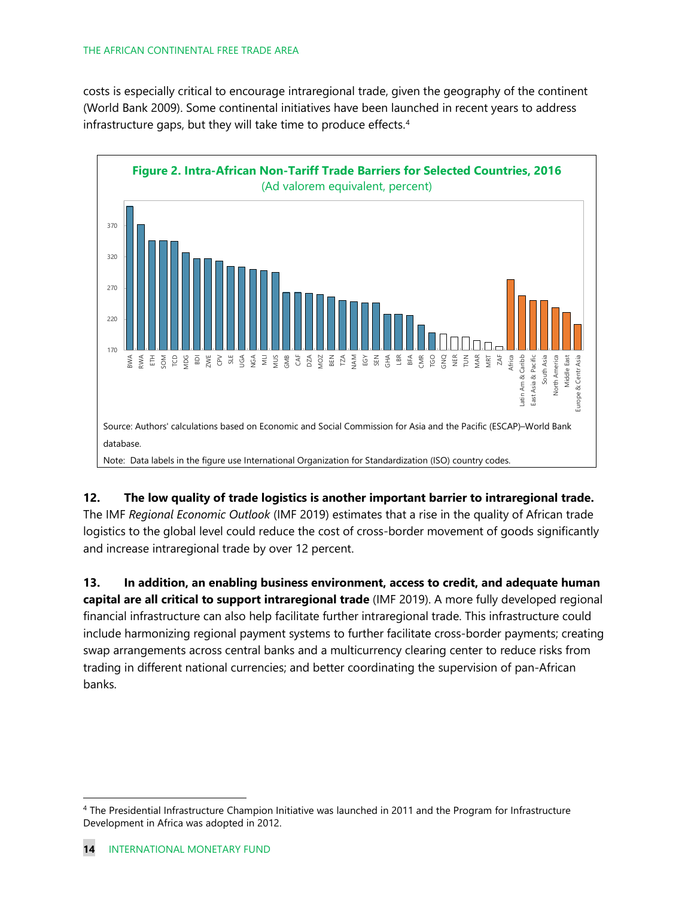costs is especially critical to encourage intraregional trade, given the geography of the continent (World Bank 2009). Some continental initiatives have been launched in recent years to address infrastructure gaps, but they will take time to produce effects.[4]

**Figure 2. Intra-African Non-Tariff Trade Barriers for Selected Countries, 2016**
(Ad valorem equivalent, percent)

Source: Authors' calculations based on Economic and Social Commission for Asia and the Pacific (ESCAP)–World Bank database.

Note: Data labels in the figure use International Organization for Standardization (ISO) country codes.

**12. The low quality of trade logistics is another important barrier to intraregional trade.** The IMF *Regional Economic Outlook* (IMF 2019) estimates that a rise in the quality of African trade logistics to the global level could reduce the cost of cross-border movement of goods significantly and increase intraregional trade by over 12 percent.

**13. In addition, an enabling business environment, access to credit, and adequate human capital are all critical to support intraregional trade** (IMF 2019). A more fully developed regional financial infrastructure can also help facilitate further intraregional trade. This infrastructure could include harmonizing regional payment systems to further facilitate cross-border payments; creating swap arrangements across central banks and a multicurrency clearing center to reduce risks from trading in different national currencies; and better coordinating the supervision of pan-African banks.

---

[4] The Presidential Infrastructure Champion Initiative was launched in 2011 and the Program for Infrastructure Development in Africa was adopted in 2012.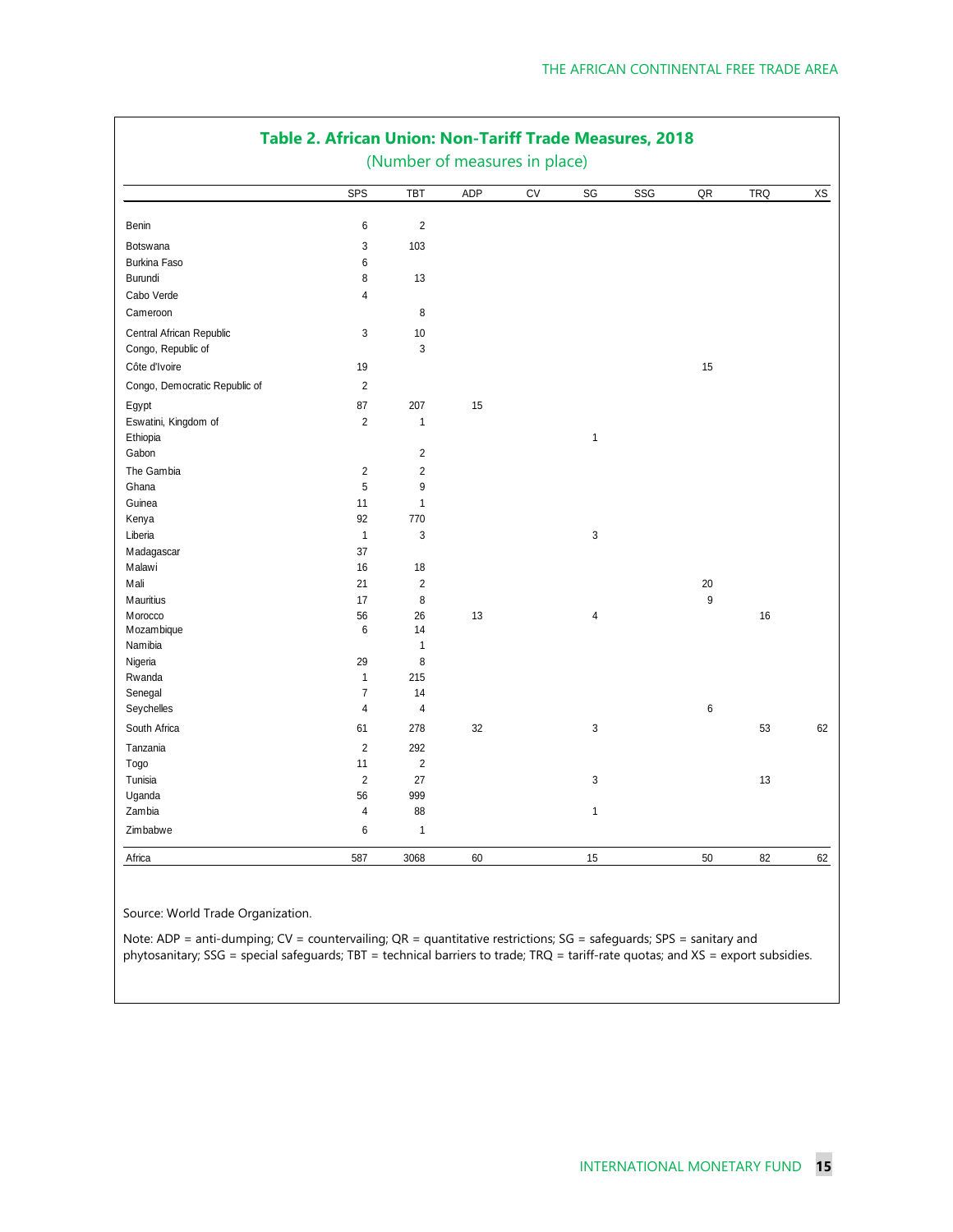## Table 2. African Union: Non-Tariff Trade Measures, 2018

(Number of measures in place)

| | SPS | TBT | ADP | CV | SG | SSG | QR | TRQ | XS |
|---|---|---|---|---|---|---|---|---|---|
| Benin | 6 | 2 | | | | | | | |
| Botswana | 3 | 103 | | | | | | | |
| Burkina Faso | 6 | | | | | | | | |
| Burundi | 8 | 13 | | | | | | | |
| Cabo Verde | 4 | | | | | | | | |
| Cameroon | | 8 | | | | | | | |
| Central African Republic | 3 | 10 | | | | | | | |
| Congo, Republic of | | 3 | | | | | | | |
| Côte d'Ivoire | 19 | | | | | | 15 | | |
| Congo, Democratic Republic of | 2 | | | | | | | | |
| Egypt | 87 | 207 | 15 | | | | | | |
| Eswatini, Kingdom of | 2 | 1 | | | | | | | |
| Ethiopia | | | | | 1 | | | | |
| Gabon | | 2 | | | | | | | |
| The Gambia | 2 | 2 | | | | | | | |
| Ghana | 5 | 9 | | | | | | | |
| Guinea | 11 | 1 | | | | | | | |
| Kenya | 92 | 770 | | | | | | | |
| Liberia | 1 | 3 | | | 3 | | | | |
| Madagascar | 37 | | | | | | | | |
| Malawi | 16 | 18 | | | | | | | |
| Mali | 21 | 2 | | | | | 20 | | |
| Mauritius | 17 | 8 | | | | | 9 | | |
| Morocco | 56 | 26 | 13 | | 4 | | | 16 | |
| Mozambique | 6 | 14 | | | | | | | |
| Namibia | | 1 | | | | | | | |
| Nigeria | 29 | 8 | | | | | | | |
| Rwanda | 1 | 215 | | | | | | | |
| Senegal | 7 | 14 | | | | | | | |
| Seychelles | 4 | 4 | | | | | 6 | | |
| South Africa | 61 | 278 | 32 | | 3 | | | 53 | 62 |
| Tanzania | 2 | 292 | | | | | | | |
| Togo | 11 | 2 | | | | | | | |
| Tunisia | 2 | 27 | | | 3 | | | 13 | |
| Uganda | 56 | 999 | | | | | | | |
| Zambia | 4 | 88 | | | 1 | | | | |
| Zimbabwe | 6 | 1 | | | | | | | |
| Africa | 587 | 3068 | 60 | | 15 | | 50 | 82 | 62 |

Source: World Trade Organization.

Note: ADP = anti-dumping; CV = countervailing; QR = quantitative restrictions; SG = safeguards; SPS = sanitary and phytosanitary; SSG = special safeguards; TBT = technical barriers to trade; TRQ = tariff-rate quotas; and XS = export subsidies.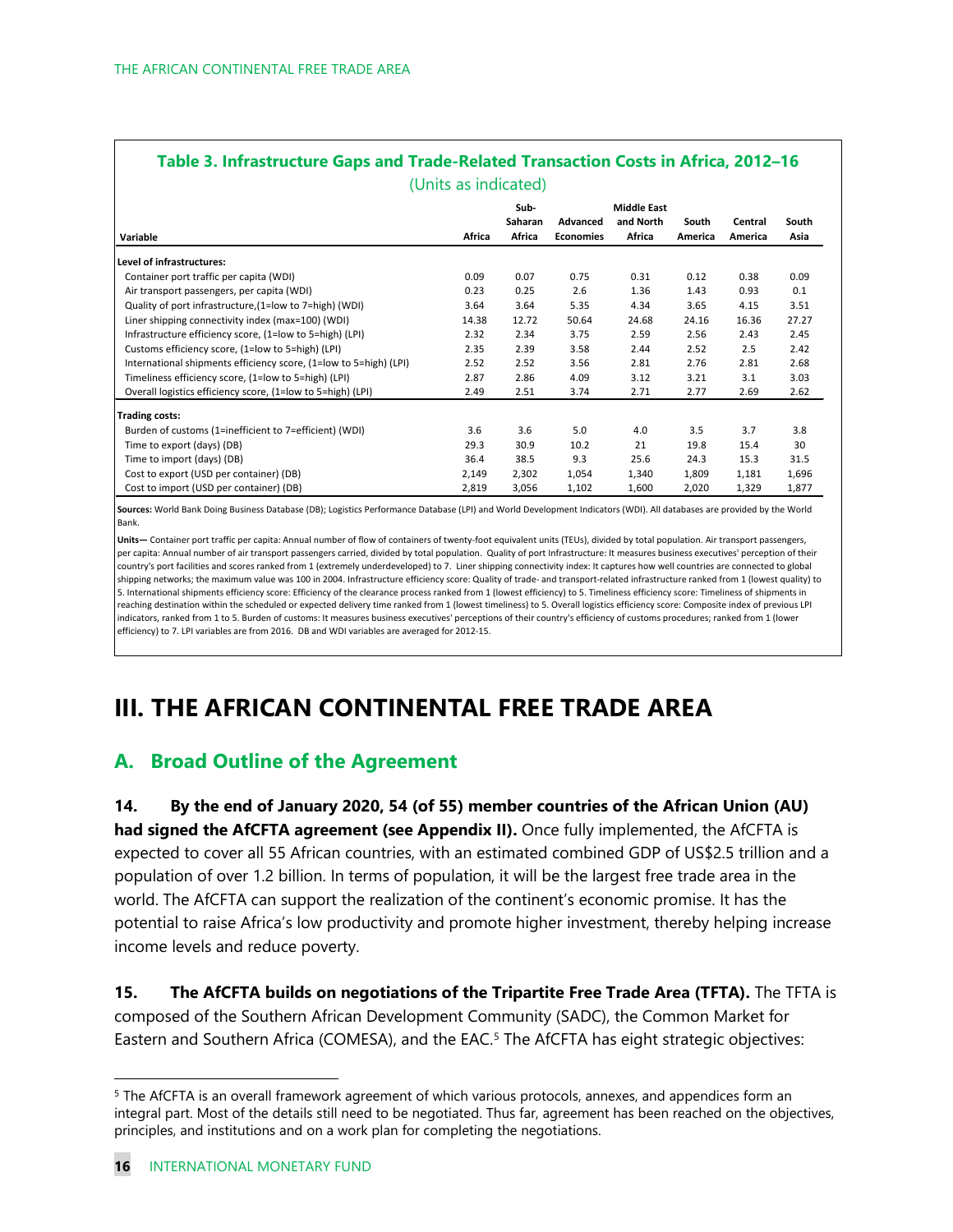**Table 3. Infrastructure Gaps and Trade-Related Transaction Costs in Africa, 2012–16**

(Units as indicated)

| Variable | Africa | Sub-Saharan Africa | Advanced Economies | Middle East and North Africa | South America | Central America | South Asia |
|---|---|---|---|---|---|---|---|
| **Level of infrastructures:** | | | | | | | |
| Container port traffic per capita (WDI) | 0.09 | 0.07 | 0.75 | 0.31 | 0.12 | 0.38 | 0.09 |
| Air transport passengers, per capita (WDI) | 0.23 | 0.25 | 2.6 | 1.36 | 1.43 | 0.93 | 0.1 |
| Quality of port infrastructure,(1=low to 7=high) (WDI) | 3.64 | 3.64 | 5.35 | 4.34 | 3.65 | 4.15 | 3.51 |
| Liner shipping connectivity index (max=100) (WDI) | 14.38 | 12.72 | 50.64 | 24.68 | 24.16 | 16.36 | 27.27 |
| Infrastructure efficiency score, (1=low to 5=high) (LPI) | 2.32 | 2.34 | 3.75 | 2.59 | 2.56 | 2.43 | 2.45 |
| Customs efficiency score, (1=low to 5=high) (LPI) | 2.35 | 2.39 | 3.58 | 2.44 | 2.52 | 2.5 | 2.42 |
| International shipments efficiency score, (1=low to 5=high) (LPI) | 2.52 | 2.52 | 3.56 | 2.81 | 2.76 | 2.81 | 2.68 |
| Timeliness efficiency score, (1=low to 5=high) (LPI) | 2.87 | 2.86 | 4.09 | 3.12 | 3.21 | 3.1 | 3.03 |
| Overall logistics efficiency score, (1=low to 5=high) (LPI) | 2.49 | 2.51 | 3.74 | 2.71 | 2.77 | 2.69 | 2.62 |
| **Trading costs:** | | | | | | | |
| Burden of customs (1=inefficient to 7=efficient) (WDI) | 3.6 | 3.6 | 5.0 | 4.0 | 3.5 | 3.7 | 3.8 |
| Time to export (days) (DB) | 29.3 | 30.9 | 10.2 | 21 | 19.8 | 15.4 | 30 |
| Time to import (days) (DB) | 36.4 | 38.5 | 9.3 | 25.6 | 24.3 | 15.3 | 31.5 |
| Cost to export (USD per container) (DB) | 2,149 | 2,302 | 1,054 | 1,340 | 1,809 | 1,181 | 1,696 |
| Cost to import (USD per container) (DB) | 2,819 | 3,056 | 1,102 | 1,600 | 2,020 | 1,329 | 1,877 |

**Sources:** World Bank Doing Business Database (DB); Logistics Performance Database (LPI) and World Development Indicators (WDI). All databases are provided by the World Bank.

**Units—** Container port traffic per capita: Annual number of flow of containers of twenty-foot equivalent units (TEUs), divided by total population. Air transport passengers, per capita: Annual number of air transport passengers carried, divided by total population. Quality of port Infrastructure: It measures business executives' perception of their country's port facilities and scores ranked from 1 (extremely underdeveloped) to 7. Liner shipping connectivity index: It captures how well countries are connected to global shipping networks; the maximum value was 100 in 2004. Infrastructure efficiency score: Quality of trade- and transport-related infrastructure ranked from 1 (lowest quality) to 5. International shipments efficiency score: Efficiency of the clearance process ranked from 1 (lowest efficiency) to 5. Timeliness efficiency score: Timeliness of shipments in reaching destination within the scheduled or expected delivery time ranked from 1 (lowest timeliness) to 5. Overall logistics efficiency score: Composite index of previous LPI indicators, ranked from 1 to 5. Burden of customs: It measures business executives' perceptions of their country's efficiency of customs procedures; ranked from 1 (lower efficiency) to 7. LPI variables are from 2016. DB and WDI variables are averaged for 2012-15.

# III. THE AFRICAN CONTINENTAL FREE TRADE AREA

## A. Broad Outline of the Agreement

**14. By the end of January 2020, 54 (of 55) member countries of the African Union (AU) had signed the AfCFTA agreement (see Appendix II).** Once fully implemented, the AfCFTA is expected to cover all 55 African countries, with an estimated combined GDP of US$2.5 trillion and a population of over 1.2 billion. In terms of population, it will be the largest free trade area in the world. The AfCFTA can support the realization of the continent's economic promise. It has the potential to raise Africa's low productivity and promote higher investment, thereby helping increase income levels and reduce poverty.

**15. The AfCFTA builds on negotiations of the Tripartite Free Trade Area (TFTA).** The TFTA is composed of the Southern African Development Community (SADC), the Common Market for Eastern and Southern Africa (COMESA), and the EAC.[5] The AfCFTA has eight strategic objectives:

[5] The AfCFTA is an overall framework agreement of which various protocols, annexes, and appendices form an integral part. Most of the details still need to be negotiated. Thus far, agreement has been reached on the objectives, principles, and institutions and on a work plan for completing the negotiations.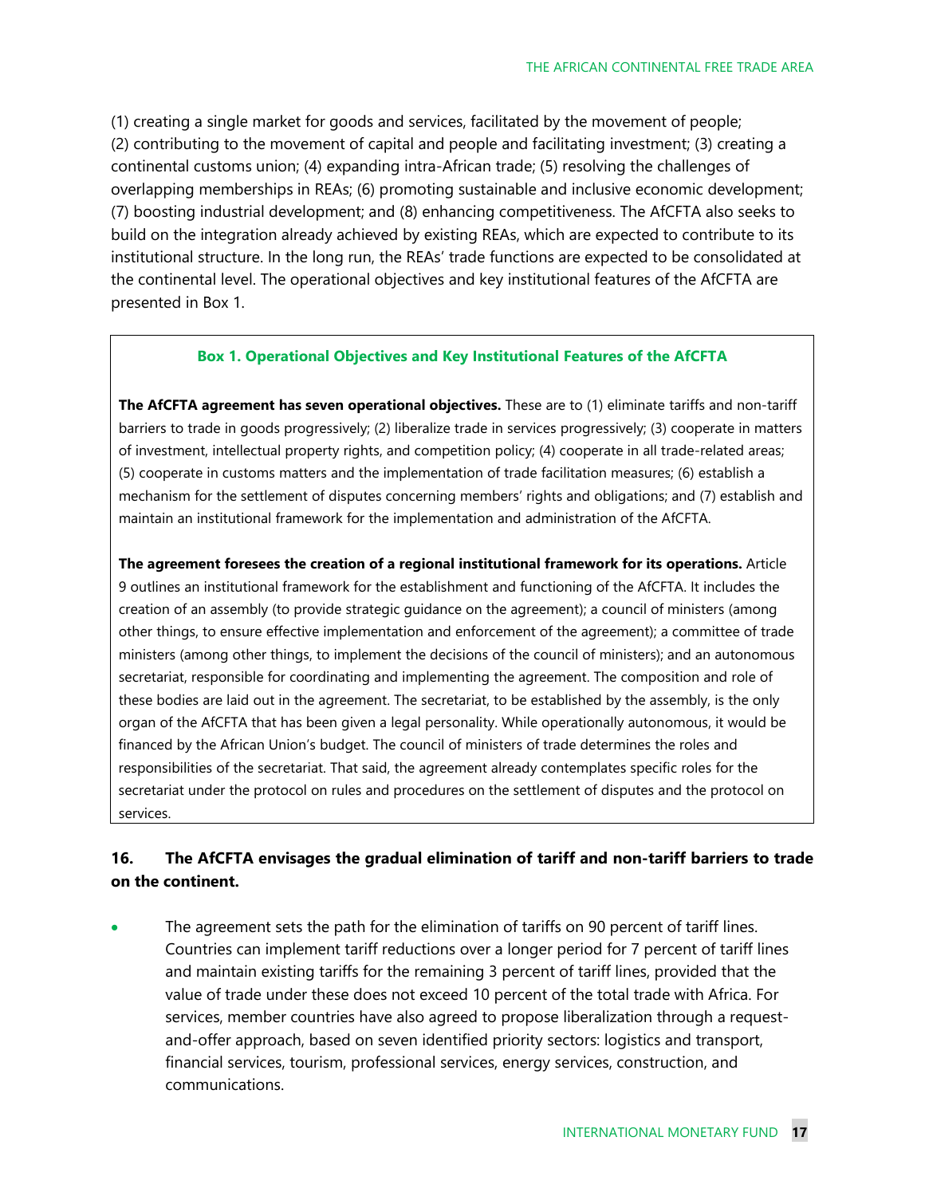(1) creating a single market for goods and services, facilitated by the movement of people; (2) contributing to the movement of capital and people and facilitating investment; (3) creating a continental customs union; (4) expanding intra-African trade; (5) resolving the challenges of overlapping memberships in REAs; (6) promoting sustainable and inclusive economic development; (7) boosting industrial development; and (8) enhancing competitiveness. The AfCFTA also seeks to build on the integration already achieved by existing REAs, which are expected to contribute to its institutional structure. In the long run, the REAs' trade functions are expected to be consolidated at the continental level. The operational objectives and key institutional features of the AfCFTA are presented in Box 1.

> **Box 1. Operational Objectives and Key Institutional Features of the AfCFTA**
>
> **The AfCFTA agreement has seven operational objectives.** These are to (1) eliminate tariffs and non-tariff barriers to trade in goods progressively; (2) liberalize trade in services progressively; (3) cooperate in matters of investment, intellectual property rights, and competition policy; (4) cooperate in all trade-related areas; (5) cooperate in customs matters and the implementation of trade facilitation measures; (6) establish a mechanism for the settlement of disputes concerning members' rights and obligations; and (7) establish and maintain an institutional framework for the implementation and administration of the AfCFTA.
>
> **The agreement foresees the creation of a regional institutional framework for its operations.** Article 9 outlines an institutional framework for the establishment and functioning of the AfCFTA. It includes the creation of an assembly (to provide strategic guidance on the agreement); a council of ministers (among other things, to ensure effective implementation and enforcement of the agreement); a committee of trade ministers (among other things, to implement the decisions of the council of ministers); and an autonomous secretariat, responsible for coordinating and implementing the agreement. The composition and role of these bodies are laid out in the agreement. The secretariat, to be established by the assembly, is the only organ of the AfCFTA that has been given a legal personality. While operationally autonomous, it would be financed by the African Union's budget. The council of ministers of trade determines the roles and responsibilities of the secretariat. That said, the agreement already contemplates specific roles for the secretariat under the protocol on rules and procedures on the settlement of disputes and the protocol on services.

**16. The AfCFTA envisages the gradual elimination of tariff and non-tariff barriers to trade on the continent.**

- The agreement sets the path for the elimination of tariffs on 90 percent of tariff lines. Countries can implement tariff reductions over a longer period for 7 percent of tariff lines and maintain existing tariffs for the remaining 3 percent of tariff lines, provided that the value of trade under these does not exceed 10 percent of the total trade with Africa. For services, member countries have also agreed to propose liberalization through a request-and-offer approach, based on seven identified priority sectors: logistics and transport, financial services, tourism, professional services, energy services, construction, and communications.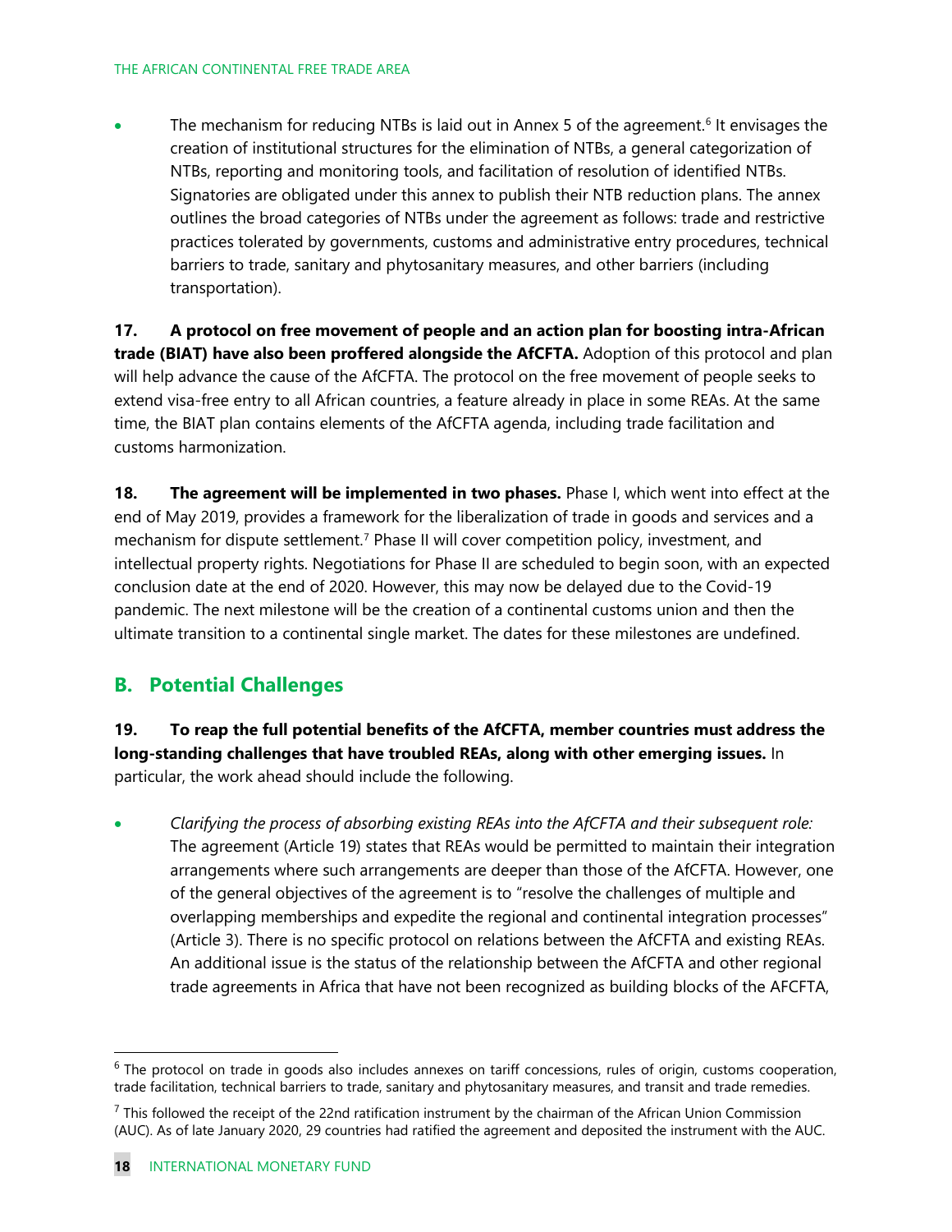- The mechanism for reducing NTBs is laid out in Annex 5 of the agreement.[6] It envisages the creation of institutional structures for the elimination of NTBs, a general categorization of NTBs, reporting and monitoring tools, and facilitation of resolution of identified NTBs. Signatories are obligated under this annex to publish their NTB reduction plans. The annex outlines the broad categories of NTBs under the agreement as follows: trade and restrictive practices tolerated by governments, customs and administrative entry procedures, technical barriers to trade, sanitary and phytosanitary measures, and other barriers (including transportation).

**17. A protocol on free movement of people and an action plan for boosting intra-African trade (BIAT) have also been proffered alongside the AfCFTA.** Adoption of this protocol and plan will help advance the cause of the AfCFTA. The protocol on the free movement of people seeks to extend visa-free entry to all African countries, a feature already in place in some REAs. At the same time, the BIAT plan contains elements of the AfCFTA agenda, including trade facilitation and customs harmonization.

**18. The agreement will be implemented in two phases.** Phase I, which went into effect at the end of May 2019, provides a framework for the liberalization of trade in goods and services and a mechanism for dispute settlement.[7] Phase II will cover competition policy, investment, and intellectual property rights. Negotiations for Phase II are scheduled to begin soon, with an expected conclusion date at the end of 2020. However, this may now be delayed due to the Covid-19 pandemic. The next milestone will be the creation of a continental customs union and then the ultimate transition to a continental single market. The dates for these milestones are undefined.

## B. Potential Challenges

**19. To reap the full potential benefits of the AfCFTA, member countries must address the long-standing challenges that have troubled REAs, along with other emerging issues.** In particular, the work ahead should include the following.

- *Clarifying the process of absorbing existing REAs into the AfCFTA and their subsequent role:* The agreement (Article 19) states that REAs would be permitted to maintain their integration arrangements where such arrangements are deeper than those of the AfCFTA. However, one of the general objectives of the agreement is to "resolve the challenges of multiple and overlapping memberships and expedite the regional and continental integration processes" (Article 3). There is no specific protocol on relations between the AfCFTA and existing REAs. An additional issue is the status of the relationship between the AfCFTA and other regional trade agreements in Africa that have not been recognized as building blocks of the AFCFTA,

---

[6] The protocol on trade in goods also includes annexes on tariff concessions, rules of origin, customs cooperation, trade facilitation, technical barriers to trade, sanitary and phytosanitary measures, and transit and trade remedies.

[7] This followed the receipt of the 22nd ratification instrument by the chairman of the African Union Commission (AUC). As of late January 2020, 29 countries had ratified the agreement and deposited the instrument with the AUC.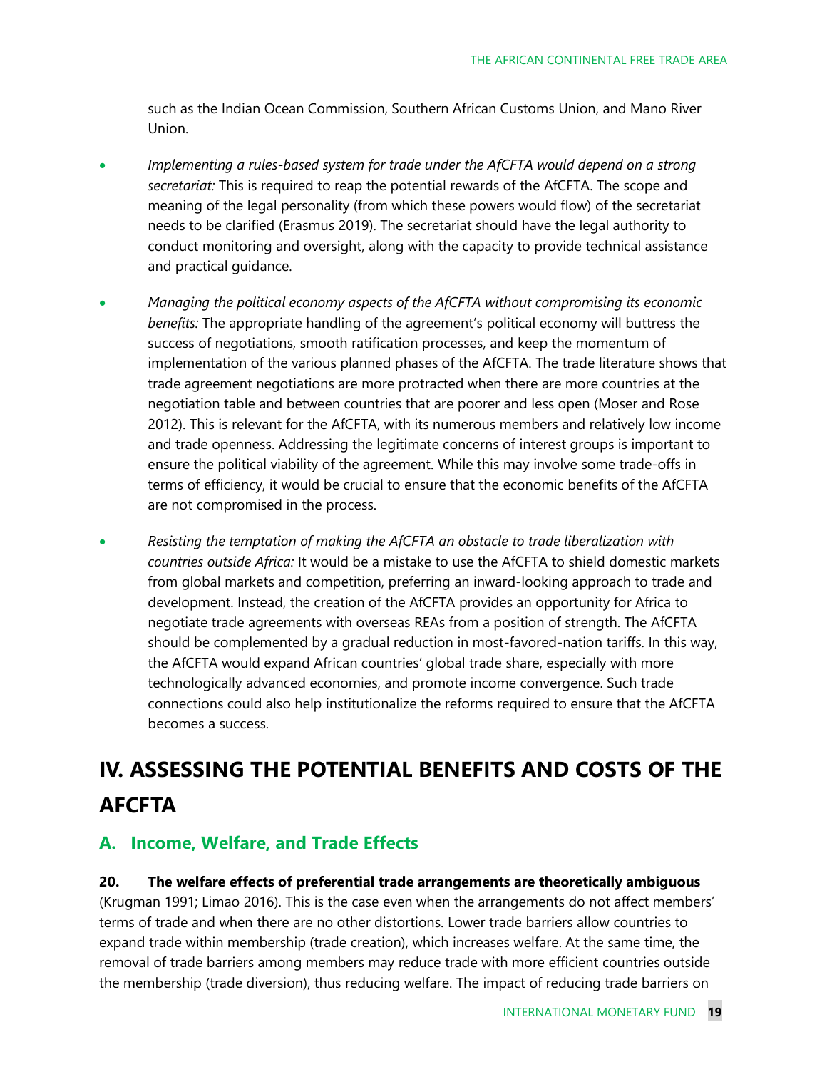such as the Indian Ocean Commission, Southern African Customs Union, and Mano River Union.

- *Implementing a rules-based system for trade under the AfCFTA would depend on a strong secretariat:* This is required to reap the potential rewards of the AfCFTA. The scope and meaning of the legal personality (from which these powers would flow) of the secretariat needs to be clarified (Erasmus 2019). The secretariat should have the legal authority to conduct monitoring and oversight, along with the capacity to provide technical assistance and practical guidance.

- *Managing the political economy aspects of the AfCFTA without compromising its economic benefits:* The appropriate handling of the agreement's political economy will buttress the success of negotiations, smooth ratification processes, and keep the momentum of implementation of the various planned phases of the AfCFTA. The trade literature shows that trade agreement negotiations are more protracted when there are more countries at the negotiation table and between countries that are poorer and less open (Moser and Rose 2012). This is relevant for the AfCFTA, with its numerous members and relatively low income and trade openness. Addressing the legitimate concerns of interest groups is important to ensure the political viability of the agreement. While this may involve some trade-offs in terms of efficiency, it would be crucial to ensure that the economic benefits of the AfCFTA are not compromised in the process.

- *Resisting the temptation of making the AfCFTA an obstacle to trade liberalization with countries outside Africa:* It would be a mistake to use the AfCFTA to shield domestic markets from global markets and competition, preferring an inward-looking approach to trade and development. Instead, the creation of the AfCFTA provides an opportunity for Africa to negotiate trade agreements with overseas REAs from a position of strength. The AfCFTA should be complemented by a gradual reduction in most-favored-nation tariffs. In this way, the AfCFTA would expand African countries' global trade share, especially with more technologically advanced economies, and promote income convergence. Such trade connections could also help institutionalize the reforms required to ensure that the AfCFTA becomes a success.

# IV. ASSESSING THE POTENTIAL BENEFITS AND COSTS OF THE AFCFTA

## A. Income, Welfare, and Trade Effects

**20. The welfare effects of preferential trade arrangements are theoretically ambiguous** (Krugman 1991; Limao 2016). This is the case even when the arrangements do not affect members' terms of trade and when there are no other distortions. Lower trade barriers allow countries to expand trade within membership (trade creation), which increases welfare. At the same time, the removal of trade barriers among members may reduce trade with more efficient countries outside the membership (trade diversion), thus reducing welfare. The impact of reducing trade barriers on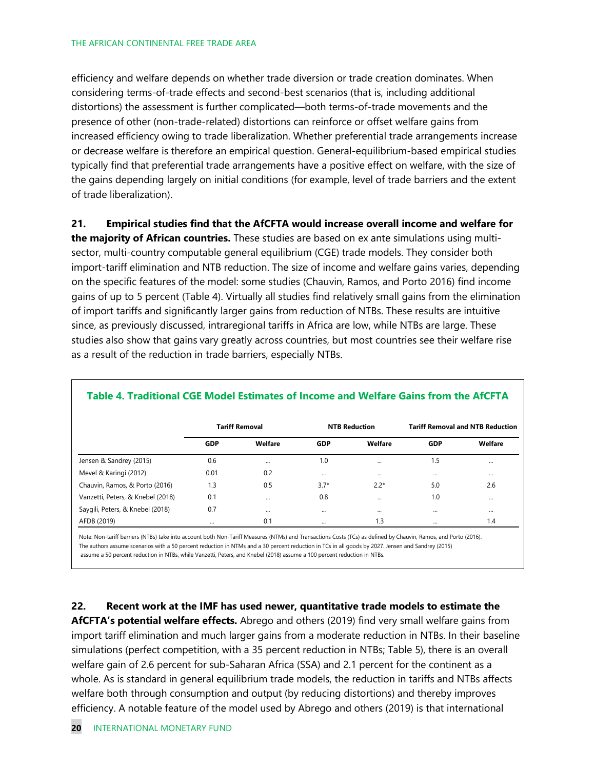efficiency and welfare depends on whether trade diversion or trade creation dominates. When considering terms-of-trade effects and second-best scenarios (that is, including additional distortions) the assessment is further complicated—both terms-of-trade movements and the presence of other (non-trade-related) distortions can reinforce or offset welfare gains from increased efficiency owing to trade liberalization. Whether preferential trade arrangements increase or decrease welfare is therefore an empirical question. General-equilibrium-based empirical studies typically find that preferential trade arrangements have a positive effect on welfare, with the size of the gains depending largely on initial conditions (for example, level of trade barriers and the extent of trade liberalization).

**21. Empirical studies find that the AfCFTA would increase overall income and welfare for the majority of African countries.** These studies are based on ex ante simulations using multi-sector, multi-country computable general equilibrium (CGE) trade models. They consider both import-tariff elimination and NTB reduction. The size of income and welfare gains varies, depending on the specific features of the model: some studies (Chauvin, Ramos, and Porto 2016) find income gains of up to 5 percent (Table 4). Virtually all studies find relatively small gains from the elimination of import tariffs and significantly larger gains from reduction of NTBs. These results are intuitive since, as previously discussed, intraregional tariffs in Africa are low, while NTBs are large. These studies also show that gains vary greatly across countries, but most countries see their welfare rise as a result of the reduction in trade barriers, especially NTBs.

**Table 4. Traditional CGE Model Estimates of Income and Welfare Gains from the AfCFTA**

| | Tariff Removal | | NTB Reduction | | Tariff Removal and NTB Reduction | |
|---|---|---|---|---|---|---|
| | GDP | Welfare | GDP | Welfare | GDP | Welfare |
| Jensen & Sandrey (2015) | 0.6 | ... | 1.0 | ... | 1.5 | ... |
| Mevel & Karingi (2012) | 0.01 | 0.2 | ... | ... | ... | ... |
| Chauvin, Ramos, & Porto (2016) | 1.3 | 0.5 | 3.7* | 2.2* | 5.0 | 2.6 |
| Vanzetti, Peters, & Knebel (2018) | 0.1 | ... | 0.8 | ... | 1.0 | ... |
| Saygili, Peters, & Knebel (2018) | 0.7 | ... | ... | ... | ... | ... |
| AFDB (2019) | ... | 0.1 | ... | 1.3 | ... | 1.4 |

Note: Non-tariff barriers (NTBs) take into account both Non-Tariff Measures (NTMs) and Transactions Costs (TCs) as defined by Chauvin, Ramos, and Porto (2016). The authors assume scenarios with a 50 percent reduction in NTMs and a 30 percent reduction in TCs in all goods by 2027. Jensen and Sandrey (2015) assume a 50 percent reduction in NTBs, while Vanzetti, Peters, and Knebel (2018) assume a 100 percent reduction in NTBs.

**22. Recent work at the IMF has used newer, quantitative trade models to estimate the AfCFTA's potential welfare effects.** Abrego and others (2019) find very small welfare gains from import tariff elimination and much larger gains from a moderate reduction in NTBs. In their baseline simulations (perfect competition, with a 35 percent reduction in NTBs; Table 5), there is an overall welfare gain of 2.6 percent for sub-Saharan Africa (SSA) and 2.1 percent for the continent as a whole. As is standard in general equilibrium trade models, the reduction in tariffs and NTBs affects welfare both through consumption and output (by reducing distortions) and thereby improves efficiency. A notable feature of the model used by Abrego and others (2019) is that international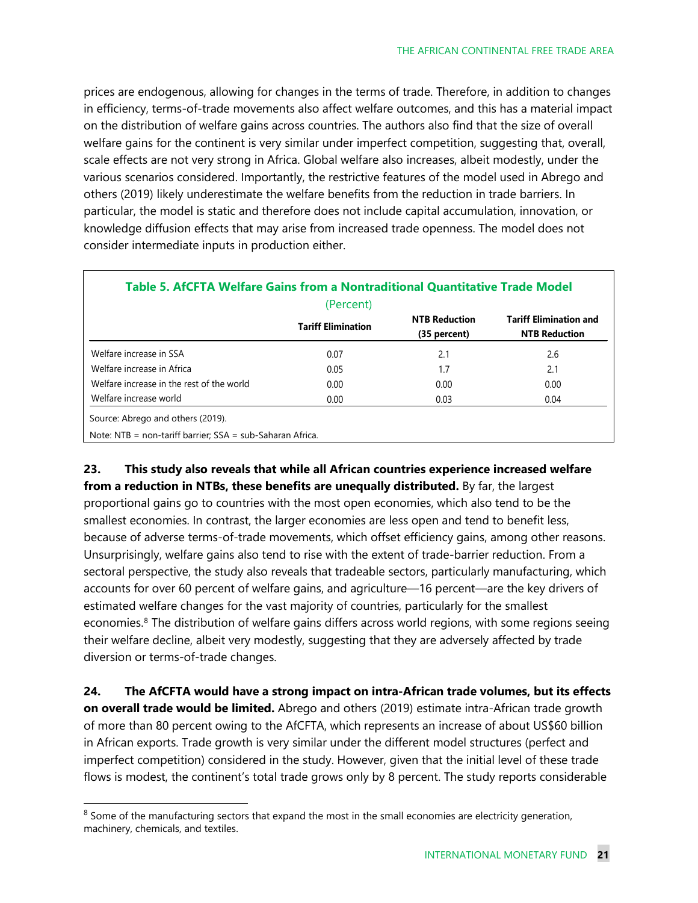prices are endogenous, allowing for changes in the terms of trade. Therefore, in addition to changes in efficiency, terms-of-trade movements also affect welfare outcomes, and this has a material impact on the distribution of welfare gains across countries. The authors also find that the size of overall welfare gains for the continent is very similar under imperfect competition, suggesting that, overall, scale effects are not very strong in Africa. Global welfare also increases, albeit modestly, under the various scenarios considered. Importantly, the restrictive features of the model used in Abrego and others (2019) likely underestimate the welfare benefits from the reduction in trade barriers. In particular, the model is static and therefore does not include capital accumulation, innovation, or knowledge diffusion effects that may arise from increased trade openness. The model does not consider intermediate inputs in production either.

**Table 5. AfCFTA Welfare Gains from a Nontraditional Quantitative Trade Model**
(Percent)

| | Tariff Elimination | NTB Reduction (35 percent) | Tariff Elimination and NTB Reduction |
|---|---|---|---|
| Welfare increase in SSA | 0.07 | 2.1 | 2.6 |
| Welfare increase in Africa | 0.05 | 1.7 | 2.1 |
| Welfare increase in the rest of the world | 0.00 | 0.00 | 0.00 |
| Welfare increase world | 0.00 | 0.03 | 0.04 |

Source: Abrego and others (2019).

Note: NTB = non-tariff barrier; SSA = sub-Saharan Africa.

**23. This study also reveals that while all African countries experience increased welfare from a reduction in NTBs, these benefits are unequally distributed.** By far, the largest proportional gains go to countries with the most open economies, which also tend to be the smallest economies. In contrast, the larger economies are less open and tend to benefit less, because of adverse terms-of-trade movements, which offset efficiency gains, among other reasons. Unsurprisingly, welfare gains also tend to rise with the extent of trade-barrier reduction. From a sectoral perspective, the study also reveals that tradeable sectors, particularly manufacturing, which accounts for over 60 percent of welfare gains, and agriculture—16 percent—are the key drivers of estimated welfare changes for the vast majority of countries, particularly for the smallest economies.[8] The distribution of welfare gains differs across world regions, with some regions seeing their welfare decline, albeit very modestly, suggesting that they are adversely affected by trade diversion or terms-of-trade changes.

**24. The AfCFTA would have a strong impact on intra-African trade volumes, but its effects on overall trade would be limited.** Abrego and others (2019) estimate intra-African trade growth of more than 80 percent owing to the AfCFTA, which represents an increase of about US$60 billion in African exports. Trade growth is very similar under the different model structures (perfect and imperfect competition) considered in the study. However, given that the initial level of these trade flows is modest, the continent's total trade grows only by 8 percent. The study reports considerable

[8] Some of the manufacturing sectors that expand the most in the small economies are electricity generation, machinery, chemicals, and textiles.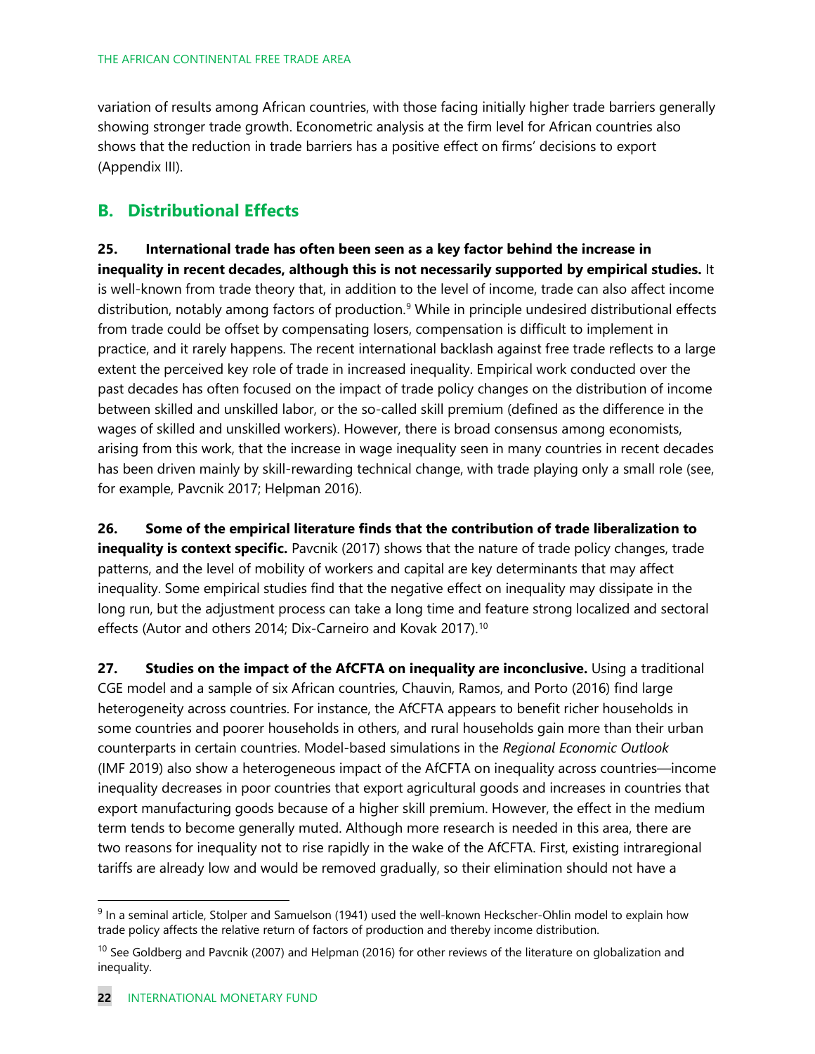variation of results among African countries, with those facing initially higher trade barriers generally showing stronger trade growth. Econometric analysis at the firm level for African countries also shows that the reduction in trade barriers has a positive effect on firms' decisions to export (Appendix III).

## B. Distributional Effects

**25. International trade has often been seen as a key factor behind the increase in inequality in recent decades, although this is not necessarily supported by empirical studies.** It is well-known from trade theory that, in addition to the level of income, trade can also affect income distribution, notably among factors of production.[9] While in principle undesired distributional effects from trade could be offset by compensating losers, compensation is difficult to implement in practice, and it rarely happens. The recent international backlash against free trade reflects to a large extent the perceived key role of trade in increased inequality. Empirical work conducted over the past decades has often focused on the impact of trade policy changes on the distribution of income between skilled and unskilled labor, or the so-called skill premium (defined as the difference in the wages of skilled and unskilled workers). However, there is broad consensus among economists, arising from this work, that the increase in wage inequality seen in many countries in recent decades has been driven mainly by skill-rewarding technical change, with trade playing only a small role (see, for example, Pavcnik 2017; Helpman 2016).

**26. Some of the empirical literature finds that the contribution of trade liberalization to inequality is context specific.** Pavcnik (2017) shows that the nature of trade policy changes, trade patterns, and the level of mobility of workers and capital are key determinants that may affect inequality. Some empirical studies find that the negative effect on inequality may dissipate in the long run, but the adjustment process can take a long time and feature strong localized and sectoral effects (Autor and others 2014; Dix-Carneiro and Kovak 2017).[10]

**27. Studies on the impact of the AfCFTA on inequality are inconclusive.** Using a traditional CGE model and a sample of six African countries, Chauvin, Ramos, and Porto (2016) find large heterogeneity across countries. For instance, the AfCFTA appears to benefit richer households in some countries and poorer households in others, and rural households gain more than their urban counterparts in certain countries. Model-based simulations in the *Regional Economic Outlook* (IMF 2019) also show a heterogeneous impact of the AfCFTA on inequality across countries—income inequality decreases in poor countries that export agricultural goods and increases in countries that export manufacturing goods because of a higher skill premium. However, the effect in the medium term tends to become generally muted. Although more research is needed in this area, there are two reasons for inequality not to rise rapidly in the wake of the AfCFTA. First, existing intraregional tariffs are already low and would be removed gradually, so their elimination should not have a

---

[9] In a seminal article, Stolper and Samuelson (1941) used the well-known Heckscher-Ohlin model to explain how trade policy affects the relative return of factors of production and thereby income distribution.

[10] See Goldberg and Pavcnik (2007) and Helpman (2016) for other reviews of the literature on globalization and inequality.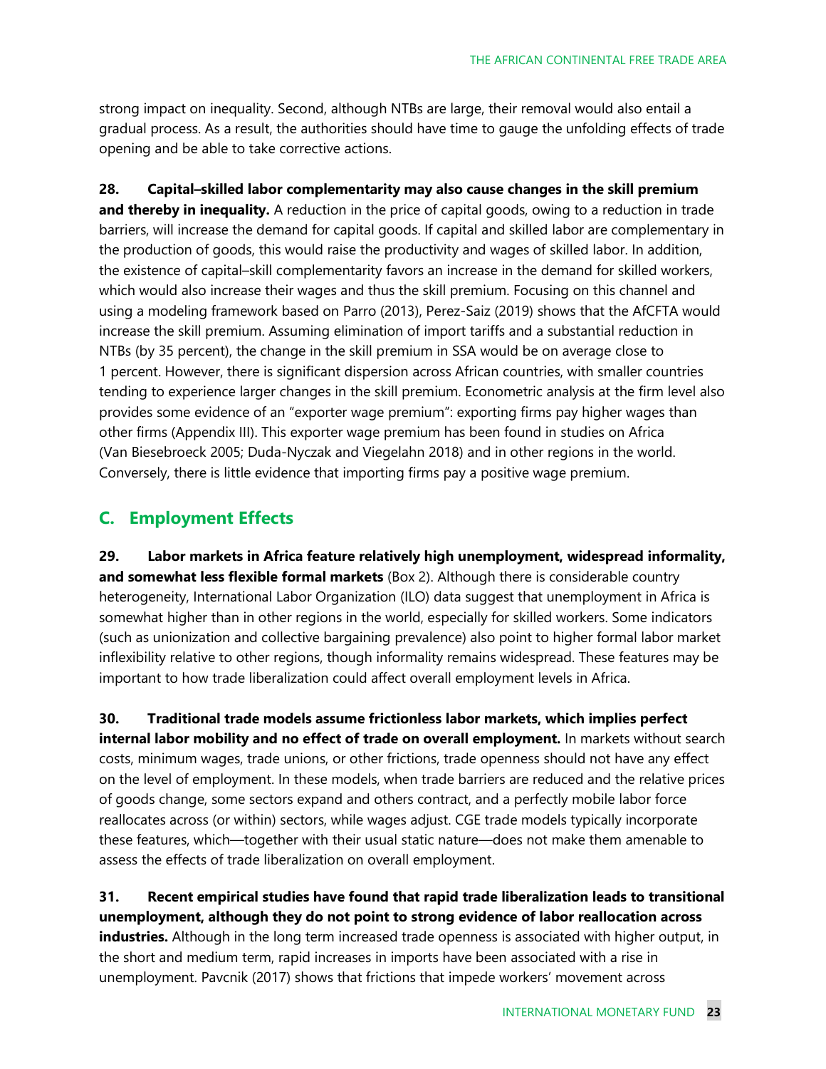strong impact on inequality. Second, although NTBs are large, their removal would also entail a gradual process. As a result, the authorities should have time to gauge the unfolding effects of trade opening and be able to take corrective actions.

**28. Capital–skilled labor complementarity may also cause changes in the skill premium and thereby in inequality.** A reduction in the price of capital goods, owing to a reduction in trade barriers, will increase the demand for capital goods. If capital and skilled labor are complementary in the production of goods, this would raise the productivity and wages of skilled labor. In addition, the existence of capital–skill complementarity favors an increase in the demand for skilled workers, which would also increase their wages and thus the skill premium. Focusing on this channel and using a modeling framework based on Parro (2013), Perez-Saiz (2019) shows that the AfCFTA would increase the skill premium. Assuming elimination of import tariffs and a substantial reduction in NTBs (by 35 percent), the change in the skill premium in SSA would be on average close to 1 percent. However, there is significant dispersion across African countries, with smaller countries tending to experience larger changes in the skill premium. Econometric analysis at the firm level also provides some evidence of an "exporter wage premium": exporting firms pay higher wages than other firms (Appendix III). This exporter wage premium has been found in studies on Africa (Van Biesebroeck 2005; Duda-Nyczak and Viegelahn 2018) and in other regions in the world. Conversely, there is little evidence that importing firms pay a positive wage premium.

## C. Employment Effects

**29. Labor markets in Africa feature relatively high unemployment, widespread informality, and somewhat less flexible formal markets** (Box 2). Although there is considerable country heterogeneity, International Labor Organization (ILO) data suggest that unemployment in Africa is somewhat higher than in other regions in the world, especially for skilled workers. Some indicators (such as unionization and collective bargaining prevalence) also point to higher formal labor market inflexibility relative to other regions, though informality remains widespread. These features may be important to how trade liberalization could affect overall employment levels in Africa.

**30. Traditional trade models assume frictionless labor markets, which implies perfect internal labor mobility and no effect of trade on overall employment.** In markets without search costs, minimum wages, trade unions, or other frictions, trade openness should not have any effect on the level of employment. In these models, when trade barriers are reduced and the relative prices of goods change, some sectors expand and others contract, and a perfectly mobile labor force reallocates across (or within) sectors, while wages adjust. CGE trade models typically incorporate these features, which—together with their usual static nature—does not make them amenable to assess the effects of trade liberalization on overall employment.

**31. Recent empirical studies have found that rapid trade liberalization leads to transitional unemployment, although they do not point to strong evidence of labor reallocation across industries.** Although in the long term increased trade openness is associated with higher output, in the short and medium term, rapid increases in imports have been associated with a rise in unemployment. Pavcnik (2017) shows that frictions that impede workers' movement across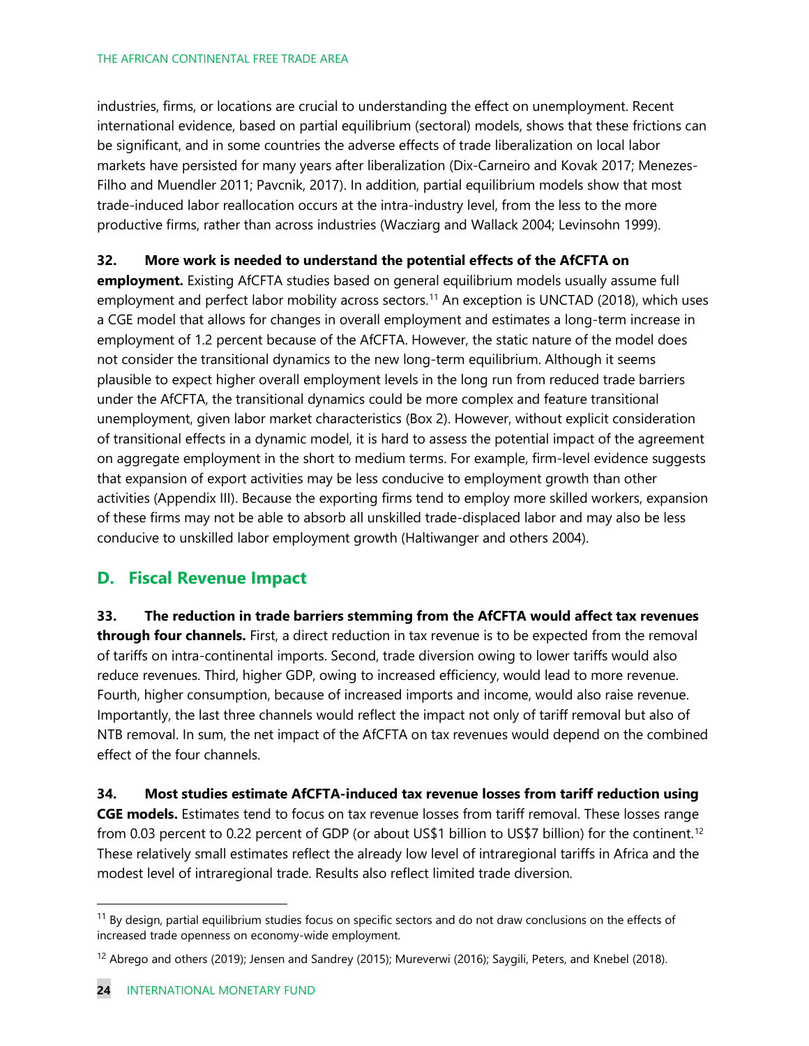industries, firms, or locations are crucial to understanding the effect on unemployment. Recent international evidence, based on partial equilibrium (sectoral) models, shows that these frictions can be significant, and in some countries the adverse effects of trade liberalization on local labor markets have persisted for many years after liberalization (Dix-Carneiro and Kovak 2017; Menezes-Filho and Muendler 2011; Pavcnik, 2017). In addition, partial equilibrium models show that most trade-induced labor reallocation occurs at the intra-industry level, from the less to the more productive firms, rather than across industries (Wacziarg and Wallack 2004; Levinsohn 1999).

**32. More work is needed to understand the potential effects of the AfCFTA on employment.** Existing AfCFTA studies based on general equilibrium models usually assume full employment and perfect labor mobility across sectors.[11] An exception is UNCTAD (2018), which uses a CGE model that allows for changes in overall employment and estimates a long-term increase in employment of 1.2 percent because of the AfCFTA. However, the static nature of the model does not consider the transitional dynamics to the new long-term equilibrium. Although it seems plausible to expect higher overall employment levels in the long run from reduced trade barriers under the AfCFTA, the transitional dynamics could be more complex and feature transitional unemployment, given labor market characteristics (Box 2). However, without explicit consideration of transitional effects in a dynamic model, it is hard to assess the potential impact of the agreement on aggregate employment in the short to medium terms. For example, firm-level evidence suggests that expansion of export activities may be less conducive to employment growth than other activities (Appendix III). Because the exporting firms tend to employ more skilled workers, expansion of these firms may not be able to absorb all unskilled trade-displaced labor and may also be less conducive to unskilled labor employment growth (Haltiwanger and others 2004).

## D. Fiscal Revenue Impact

**33. The reduction in trade barriers stemming from the AfCFTA would affect tax revenues through four channels.** First, a direct reduction in tax revenue is to be expected from the removal of tariffs on intra-continental imports. Second, trade diversion owing to lower tariffs would also reduce revenues. Third, higher GDP, owing to increased efficiency, would lead to more revenue. Fourth, higher consumption, because of increased imports and income, would also raise revenue. Importantly, the last three channels would reflect the impact not only of tariff removal but also of NTB removal. In sum, the net impact of the AfCFTA on tax revenues would depend on the combined effect of the four channels.

**34. Most studies estimate AfCFTA-induced tax revenue losses from tariff reduction using CGE models.** Estimates tend to focus on tax revenue losses from tariff removal. These losses range from 0.03 percent to 0.22 percent of GDP (or about US$1 billion to US$7 billion) for the continent.[12] These relatively small estimates reflect the already low level of intraregional tariffs in Africa and the modest level of intraregional trade. Results also reflect limited trade diversion.

---

[11] By design, partial equilibrium studies focus on specific sectors and do not draw conclusions on the effects of increased trade openness on economy-wide employment.

[12] Abrego and others (2019); Jensen and Sandrey (2015); Mureverwi (2016); Saygili, Peters, and Knebel (2018).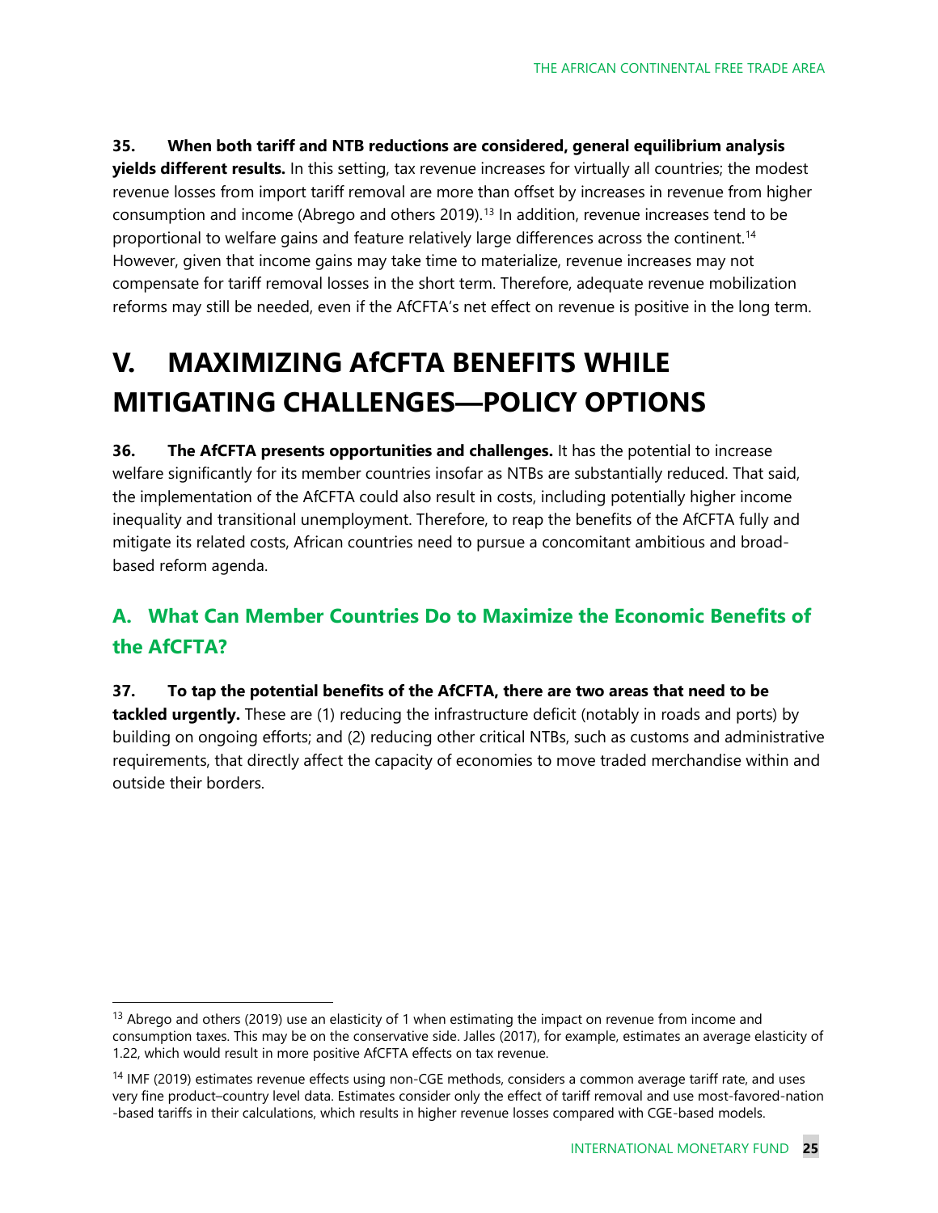**35. When both tariff and NTB reductions are considered, general equilibrium analysis yields different results.** In this setting, tax revenue increases for virtually all countries; the modest revenue losses from import tariff removal are more than offset by increases in revenue from higher consumption and income (Abrego and others 2019).[13] In addition, revenue increases tend to be proportional to welfare gains and feature relatively large differences across the continent.[14] However, given that income gains may take time to materialize, revenue increases may not compensate for tariff removal losses in the short term. Therefore, adequate revenue mobilization reforms may still be needed, even if the AfCFTA's net effect on revenue is positive in the long term.

# V. MAXIMIZING AfCFTA BENEFITS WHILE MITIGATING CHALLENGES—POLICY OPTIONS

**36. The AfCFTA presents opportunities and challenges.** It has the potential to increase welfare significantly for its member countries insofar as NTBs are substantially reduced. That said, the implementation of the AfCFTA could also result in costs, including potentially higher income inequality and transitional unemployment. Therefore, to reap the benefits of the AfCFTA fully and mitigate its related costs, African countries need to pursue a concomitant ambitious and broad-based reform agenda.

## A. What Can Member Countries Do to Maximize the Economic Benefits of the AfCFTA?

**37. To tap the potential benefits of the AfCFTA, there are two areas that need to be tackled urgently.** These are (1) reducing the infrastructure deficit (notably in roads and ports) by building on ongoing efforts; and (2) reducing other critical NTBs, such as customs and administrative requirements, that directly affect the capacity of economies to move traded merchandise within and outside their borders.

---

[13] Abrego and others (2019) use an elasticity of 1 when estimating the impact on revenue from income and consumption taxes. This may be on the conservative side. Jalles (2017), for example, estimates an average elasticity of 1.22, which would result in more positive AfCFTA effects on tax revenue.

[14] IMF (2019) estimates revenue effects using non-CGE methods, considers a common average tariff rate, and uses very fine product–country level data. Estimates consider only the effect of tariff removal and use most-favored-nation -based tariffs in their calculations, which results in higher revenue losses compared with CGE-based models.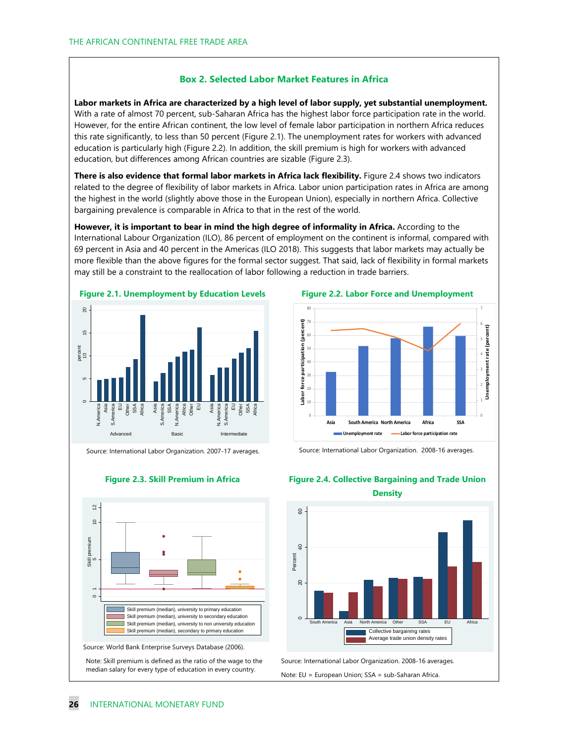## Box 2. Selected Labor Market Features in Africa

**Labor markets in Africa are characterized by a high level of labor supply, yet substantial unemployment.** With a rate of almost 70 percent, sub-Saharan Africa has the highest labor force participation rate in the world. However, for the entire African continent, the low level of female labor participation in northern Africa reduces this rate significantly, to less than 50 percent (Figure 2.1). The unemployment rates for workers with advanced education is particularly high (Figure 2.2). In addition, the skill premium is high for workers with advanced education, but differences among African countries are sizable (Figure 2.3).

**There is also evidence that formal labor markets in Africa lack flexibility.** Figure 2.4 shows two indicators related to the degree of flexibility of labor markets in Africa. Labor union participation rates in Africa are among the highest in the world (slightly above those in the European Union), especially in northern Africa. Collective bargaining prevalence is comparable in Africa to that in the rest of the world.

**However, it is important to bear in mind the high degree of informality in Africa.** According to the International Labour Organization (ILO), 86 percent of employment on the continent is informal, compared with 69 percent in Asia and 40 percent in the Americas (ILO 2018). This suggests that labor markets may actually be more flexible than the above figures for the formal sector suggest. That said, lack of flexibility in formal markets may still be a constraint to the reallocation of labor following a reduction in trade barriers.

**Figure 2.1. Unemployment by Education Levels**

Source: International Labor Organization. 2007-17 averages.

**Figure 2.2. Labor Force and Unemployment**

Source: International Labor Organization. 2008-16 averages.

**Figure 2.3. Skill Premium in Africa**

Source: World Bank Enterprise Surveys Database (2006).

Note: Skill premium is defined as the ratio of the wage to the median salary for every type of education in every country.

**Figure 2.4. Collective Bargaining and Trade Union Density**

Source: International Labor Organization. 2008-16 averages.

Note: EU = European Union; SSA = sub-Saharan Africa.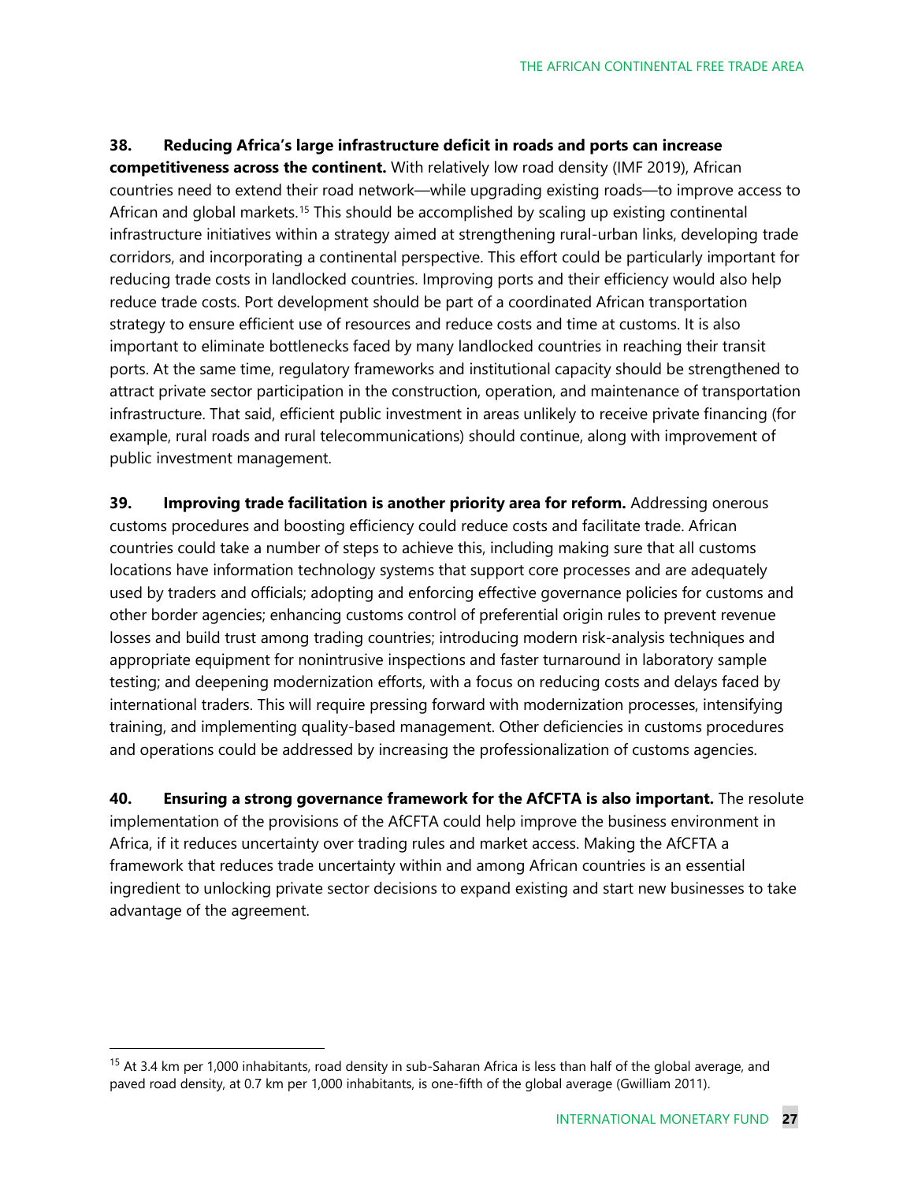**38. Reducing Africa's large infrastructure deficit in roads and ports can increase competitiveness across the continent.** With relatively low road density (IMF 2019), African countries need to extend their road network—while upgrading existing roads—to improve access to African and global markets.[15] This should be accomplished by scaling up existing continental infrastructure initiatives within a strategy aimed at strengthening rural-urban links, developing trade corridors, and incorporating a continental perspective. This effort could be particularly important for reducing trade costs in landlocked countries. Improving ports and their efficiency would also help reduce trade costs. Port development should be part of a coordinated African transportation strategy to ensure efficient use of resources and reduce costs and time at customs. It is also important to eliminate bottlenecks faced by many landlocked countries in reaching their transit ports. At the same time, regulatory frameworks and institutional capacity should be strengthened to attract private sector participation in the construction, operation, and maintenance of transportation infrastructure. That said, efficient public investment in areas unlikely to receive private financing (for example, rural roads and rural telecommunications) should continue, along with improvement of public investment management.

**39. Improving trade facilitation is another priority area for reform.** Addressing onerous customs procedures and boosting efficiency could reduce costs and facilitate trade. African countries could take a number of steps to achieve this, including making sure that all customs locations have information technology systems that support core processes and are adequately used by traders and officials; adopting and enforcing effective governance policies for customs and other border agencies; enhancing customs control of preferential origin rules to prevent revenue losses and build trust among trading countries; introducing modern risk-analysis techniques and appropriate equipment for nonintrusive inspections and faster turnaround in laboratory sample testing; and deepening modernization efforts, with a focus on reducing costs and delays faced by international traders. This will require pressing forward with modernization processes, intensifying training, and implementing quality-based management. Other deficiencies in customs procedures and operations could be addressed by increasing the professionalization of customs agencies.

**40. Ensuring a strong governance framework for the AfCFTA is also important.** The resolute implementation of the provisions of the AfCFTA could help improve the business environment in Africa, if it reduces uncertainty over trading rules and market access. Making the AfCFTA a framework that reduces trade uncertainty within and among African countries is an essential ingredient to unlocking private sector decisions to expand existing and start new businesses to take advantage of the agreement.

---

[15] At 3.4 km per 1,000 inhabitants, road density in sub-Saharan Africa is less than half of the global average, and paved road density, at 0.7 km per 1,000 inhabitants, is one-fifth of the global average (Gwilliam 2011).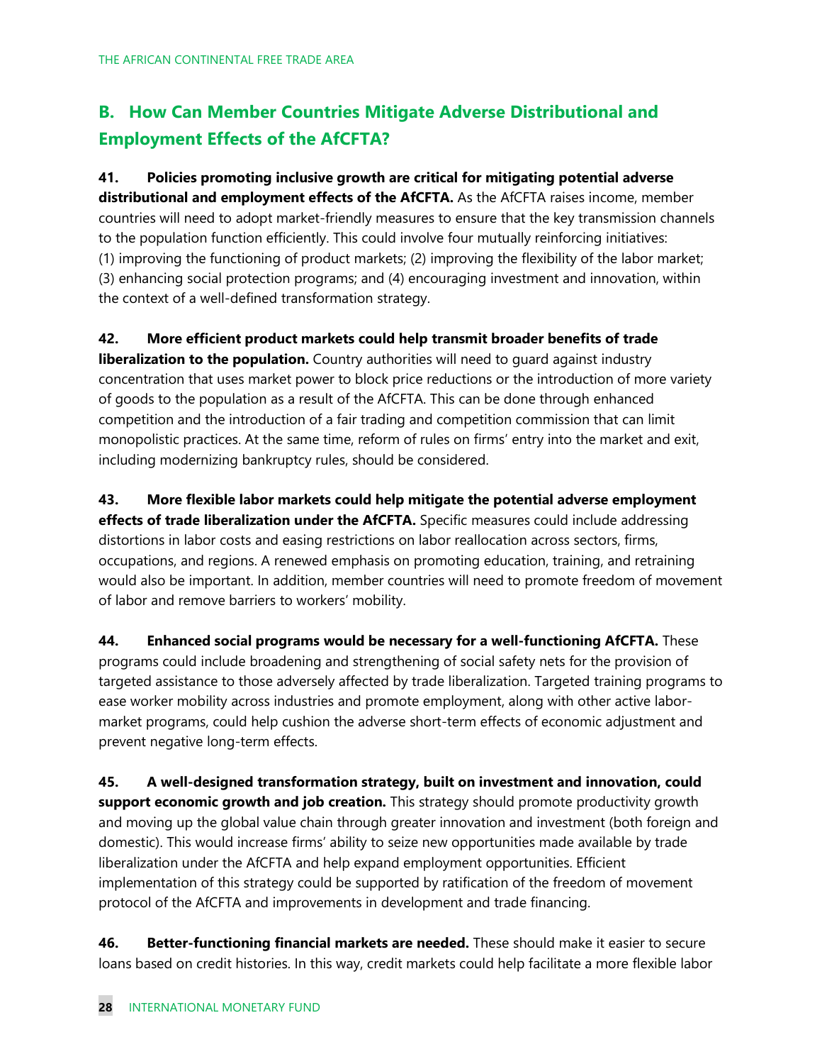## B. How Can Member Countries Mitigate Adverse Distributional and Employment Effects of the AfCFTA?

**41. Policies promoting inclusive growth are critical for mitigating potential adverse distributional and employment effects of the AfCFTA.** As the AfCFTA raises income, member countries will need to adopt market-friendly measures to ensure that the key transmission channels to the population function efficiently. This could involve four mutually reinforcing initiatives: (1) improving the functioning of product markets; (2) improving the flexibility of the labor market; (3) enhancing social protection programs; and (4) encouraging investment and innovation, within the context of a well-defined transformation strategy.

**42. More efficient product markets could help transmit broader benefits of trade liberalization to the population.** Country authorities will need to guard against industry concentration that uses market power to block price reductions or the introduction of more variety of goods to the population as a result of the AfCFTA. This can be done through enhanced competition and the introduction of a fair trading and competition commission that can limit monopolistic practices. At the same time, reform of rules on firms' entry into the market and exit, including modernizing bankruptcy rules, should be considered.

**43. More flexible labor markets could help mitigate the potential adverse employment effects of trade liberalization under the AfCFTA.** Specific measures could include addressing distortions in labor costs and easing restrictions on labor reallocation across sectors, firms, occupations, and regions. A renewed emphasis on promoting education, training, and retraining would also be important. In addition, member countries will need to promote freedom of movement of labor and remove barriers to workers' mobility.

**44. Enhanced social programs would be necessary for a well-functioning AfCFTA.** These programs could include broadening and strengthening of social safety nets for the provision of targeted assistance to those adversely affected by trade liberalization. Targeted training programs to ease worker mobility across industries and promote employment, along with other active labor-market programs, could help cushion the adverse short-term effects of economic adjustment and prevent negative long-term effects.

**45. A well-designed transformation strategy, built on investment and innovation, could support economic growth and job creation.** This strategy should promote productivity growth and moving up the global value chain through greater innovation and investment (both foreign and domestic). This would increase firms' ability to seize new opportunities made available by trade liberalization under the AfCFTA and help expand employment opportunities. Efficient implementation of this strategy could be supported by ratification of the freedom of movement protocol of the AfCFTA and improvements in development and trade financing.

**46. Better-functioning financial markets are needed.** These should make it easier to secure loans based on credit histories. In this way, credit markets could help facilitate a more flexible labor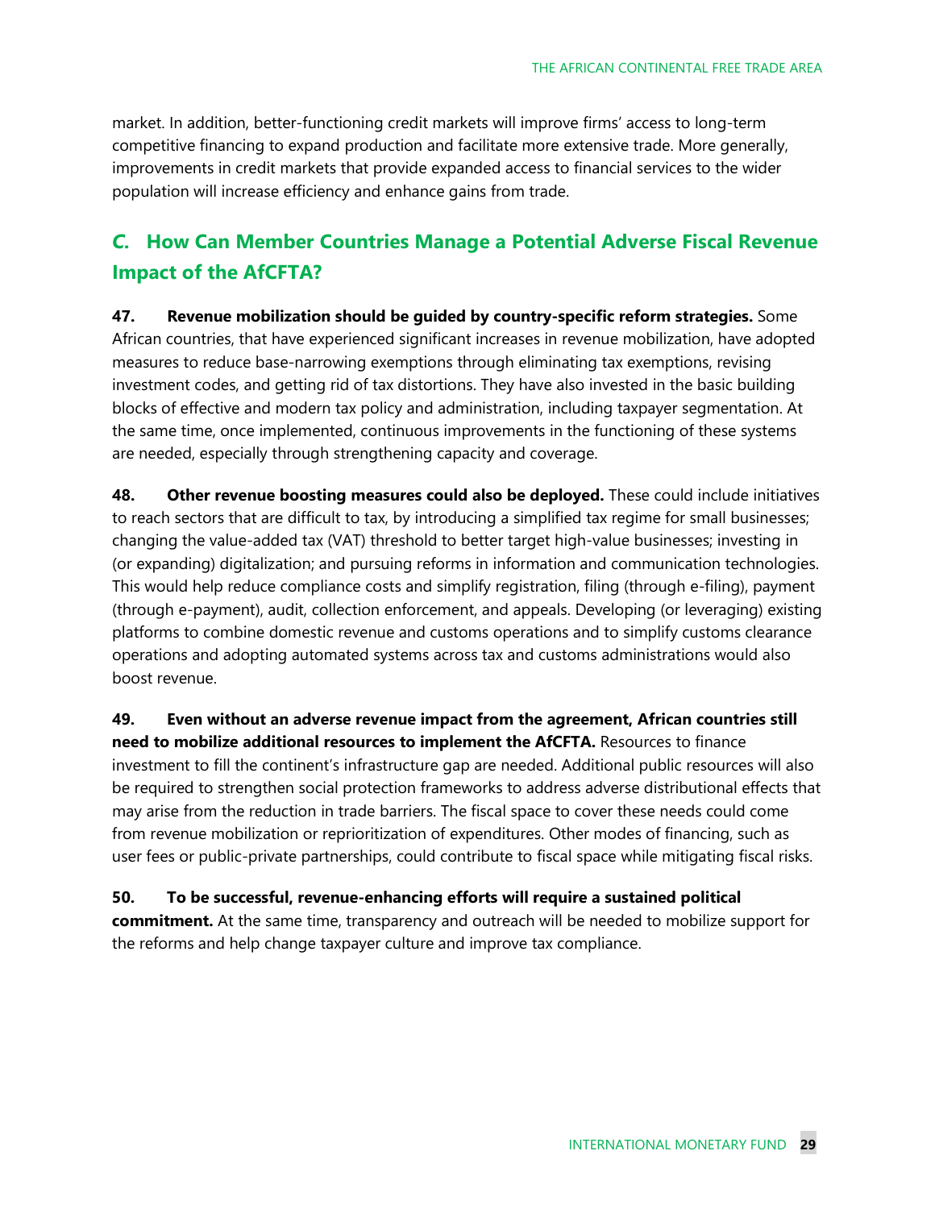market. In addition, better-functioning credit markets will improve firms' access to long-term competitive financing to expand production and facilitate more extensive trade. More generally, improvements in credit markets that provide expanded access to financial services to the wider population will increase efficiency and enhance gains from trade.

## *C.* How Can Member Countries Manage a Potential Adverse Fiscal Revenue Impact of the AfCFTA?

**47. Revenue mobilization should be guided by country-specific reform strategies.** Some African countries, that have experienced significant increases in revenue mobilization, have adopted measures to reduce base-narrowing exemptions through eliminating tax exemptions, revising investment codes, and getting rid of tax distortions. They have also invested in the basic building blocks of effective and modern tax policy and administration, including taxpayer segmentation. At the same time, once implemented, continuous improvements in the functioning of these systems are needed, especially through strengthening capacity and coverage.

**48. Other revenue boosting measures could also be deployed.** These could include initiatives to reach sectors that are difficult to tax, by introducing a simplified tax regime for small businesses; changing the value-added tax (VAT) threshold to better target high-value businesses; investing in (or expanding) digitalization; and pursuing reforms in information and communication technologies. This would help reduce compliance costs and simplify registration, filing (through e-filing), payment (through e-payment), audit, collection enforcement, and appeals. Developing (or leveraging) existing platforms to combine domestic revenue and customs operations and to simplify customs clearance operations and adopting automated systems across tax and customs administrations would also boost revenue.

**49. Even without an adverse revenue impact from the agreement, African countries still need to mobilize additional resources to implement the AfCFTA.** Resources to finance investment to fill the continent's infrastructure gap are needed. Additional public resources will also be required to strengthen social protection frameworks to address adverse distributional effects that may arise from the reduction in trade barriers. The fiscal space to cover these needs could come from revenue mobilization or reprioritization of expenditures. Other modes of financing, such as user fees or public-private partnerships, could contribute to fiscal space while mitigating fiscal risks.

**50. To be successful, revenue-enhancing efforts will require a sustained political commitment.** At the same time, transparency and outreach will be needed to mobilize support for the reforms and help change taxpayer culture and improve tax compliance.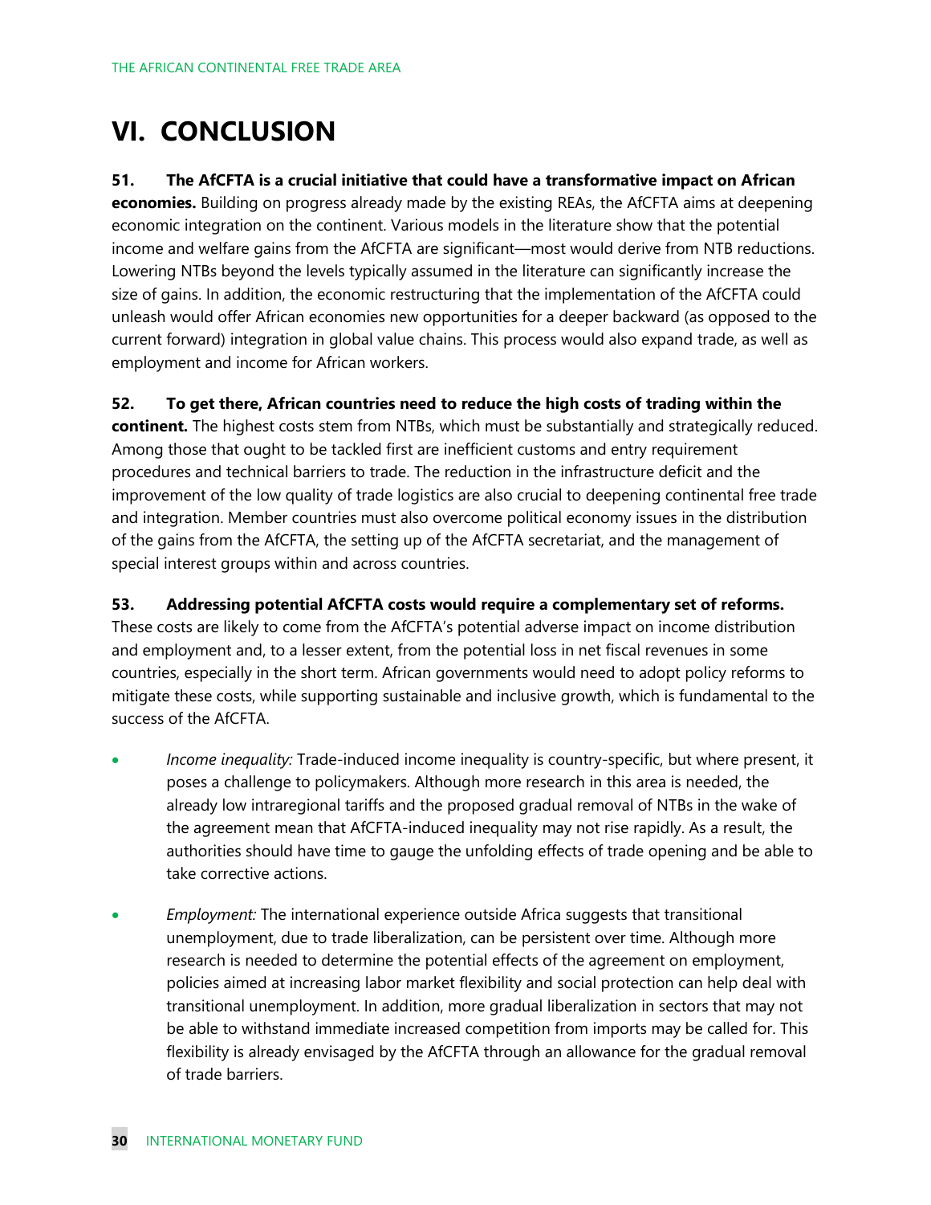# VI. CONCLUSION

**51. The AfCFTA is a crucial initiative that could have a transformative impact on African economies.** Building on progress already made by the existing REAs, the AfCFTA aims at deepening economic integration on the continent. Various models in the literature show that the potential income and welfare gains from the AfCFTA are significant—most would derive from NTB reductions. Lowering NTBs beyond the levels typically assumed in the literature can significantly increase the size of gains. In addition, the economic restructuring that the implementation of the AfCFTA could unleash would offer African economies new opportunities for a deeper backward (as opposed to the current forward) integration in global value chains. This process would also expand trade, as well as employment and income for African workers.

**52. To get there, African countries need to reduce the high costs of trading within the continent.** The highest costs stem from NTBs, which must be substantially and strategically reduced. Among those that ought to be tackled first are inefficient customs and entry requirement procedures and technical barriers to trade. The reduction in the infrastructure deficit and the improvement of the low quality of trade logistics are also crucial to deepening continental free trade and integration. Member countries must also overcome political economy issues in the distribution of the gains from the AfCFTA, the setting up of the AfCFTA secretariat, and the management of special interest groups within and across countries.

**53. Addressing potential AfCFTA costs would require a complementary set of reforms.** These costs are likely to come from the AfCFTA's potential adverse impact on income distribution and employment and, to a lesser extent, from the potential loss in net fiscal revenues in some countries, especially in the short term. African governments would need to adopt policy reforms to mitigate these costs, while supporting sustainable and inclusive growth, which is fundamental to the success of the AfCFTA.

- *Income inequality:* Trade-induced income inequality is country-specific, but where present, it poses a challenge to policymakers. Although more research in this area is needed, the already low intraregional tariffs and the proposed gradual removal of NTBs in the wake of the agreement mean that AfCFTA-induced inequality may not rise rapidly. As a result, the authorities should have time to gauge the unfolding effects of trade opening and be able to take corrective actions.

- *Employment:* The international experience outside Africa suggests that transitional unemployment, due to trade liberalization, can be persistent over time. Although more research is needed to determine the potential effects of the agreement on employment, policies aimed at increasing labor market flexibility and social protection can help deal with transitional unemployment. In addition, more gradual liberalization in sectors that may not be able to withstand immediate increased competition from imports may be called for. This flexibility is already envisaged by the AfCFTA through an allowance for the gradual removal of trade barriers.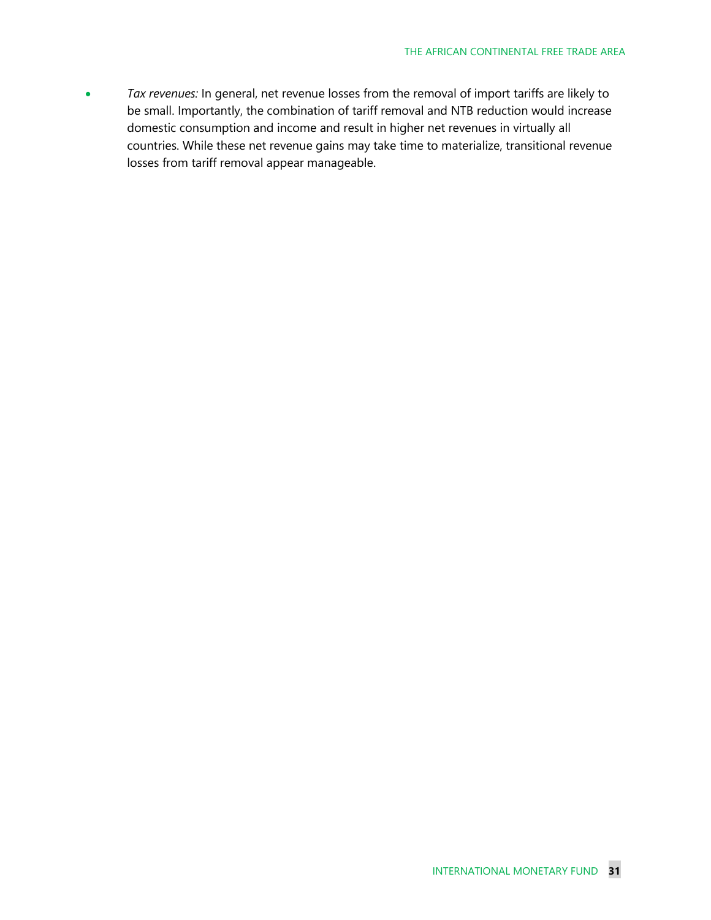- *Tax revenues:* In general, net revenue losses from the removal of import tariffs are likely to be small. Importantly, the combination of tariff removal and NTB reduction would increase domestic consumption and income and result in higher net revenues in virtually all countries. While these net revenue gains may take time to materialize, transitional revenue losses from tariff removal appear manageable.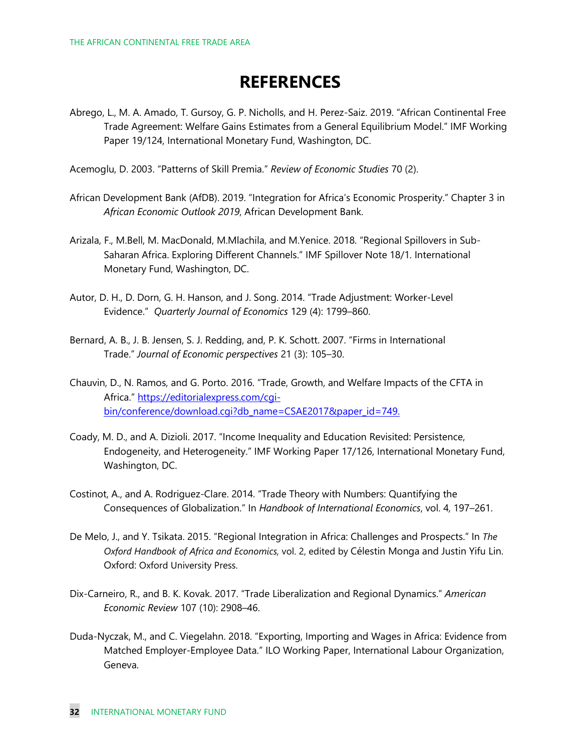# REFERENCES

Abrego, L., M. A. Amado, T. Gursoy, G. P. Nicholls, and H. Perez-Saiz. 2019. "African Continental Free Trade Agreement: Welfare Gains Estimates from a General Equilibrium Model." IMF Working Paper 19/124, International Monetary Fund, Washington, DC.

Acemoglu, D. 2003. "Patterns of Skill Premia." *Review of Economic Studies* 70 (2).

African Development Bank (AfDB). 2019. "Integration for Africa's Economic Prosperity." Chapter 3 in *African Economic Outlook 2019*, African Development Bank.

Arizala, F., M.Bell, M. MacDonald, M.Mlachila, and M.Yenice. 2018. "Regional Spillovers in Sub-Saharan Africa. Exploring Different Channels." IMF Spillover Note 18/1. International Monetary Fund, Washington, DC.

Autor, D. H., D. Dorn, G. H. Hanson, and J. Song. 2014. "Trade Adjustment: Worker-Level Evidence." *Quarterly Journal of Economics* 129 (4): 1799–860.

Bernard, A. B., J. B. Jensen, S. J. Redding, and, P. K. Schott. 2007. "Firms in International Trade." *Journal of Economic perspectives* 21 (3): 105–30.

Chauvin, D., N. Ramos, and G. Porto. 2016. "Trade, Growth, and Welfare Impacts of the CFTA in Africa." [https://editorialexpress.com/cgi-bin/conference/download.cgi?db_name=CSAE2017&paper_id=749.](https://editorialexpress.com/cgi-bin/conference/download.cgi?db_name=CSAE2017&paper_id=749)

Coady, M. D., and A. Dizioli. 2017. "Income Inequality and Education Revisited: Persistence, Endogeneity, and Heterogeneity." IMF Working Paper 17/126, International Monetary Fund, Washington, DC.

Costinot, A., and A. Rodriguez-Clare. 2014. "Trade Theory with Numbers: Quantifying the Consequences of Globalization." In *Handbook of International Economics*, vol. 4, 197–261.

De Melo, J., and Y. Tsikata. 2015. "Regional Integration in Africa: Challenges and Prospects." In *The Oxford Handbook of Africa and Economics,* vol. 2, edited by Célestin Monga and Justin Yifu Lin. Oxford: Oxford University Press.

Dix-Carneiro, R., and B. K. Kovak. 2017. "Trade Liberalization and Regional Dynamics." *American Economic Review* 107 (10): 2908–46.

Duda-Nyczak, M., and C. Viegelahn. 2018. "Exporting, Importing and Wages in Africa: Evidence from Matched Employer-Employee Data." ILO Working Paper, International Labour Organization, Geneva.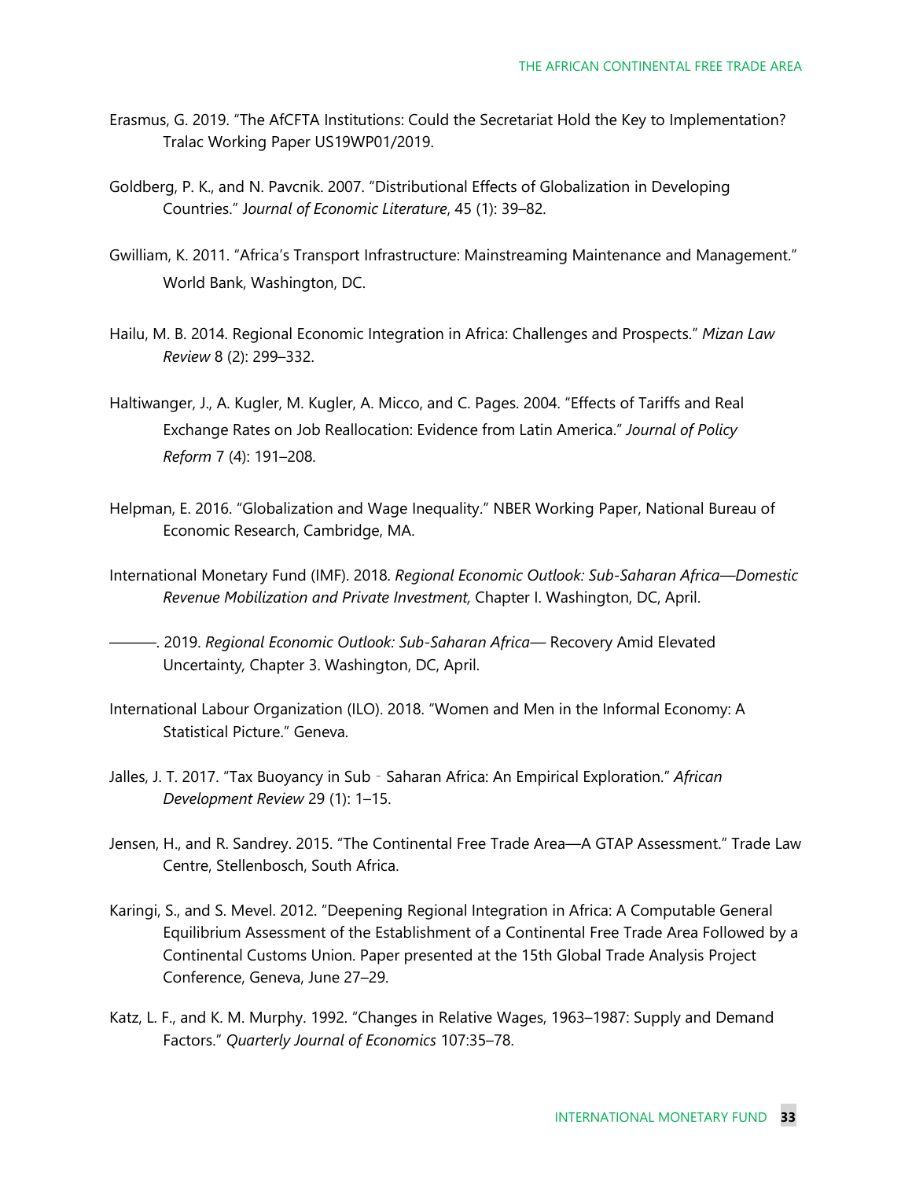Erasmus, G. 2019. "The AfCFTA Institutions: Could the Secretariat Hold the Key to Implementation? Tralac Working Paper US19WP01/2019.

Goldberg, P. K., and N. Pavcnik. 2007. "Distributional Effects of Globalization in Developing Countries." *Journal of Economic Literature*, 45 (1): 39–82.

Gwilliam, K. 2011. "Africa's Transport Infrastructure: Mainstreaming Maintenance and Management." World Bank, Washington, DC.

Hailu, M. B. 2014. Regional Economic Integration in Africa: Challenges and Prospects." *Mizan Law Review* 8 (2): 299–332.

Haltiwanger, J., A. Kugler, M. Kugler, A. Micco, and C. Pages. 2004. "Effects of Tariffs and Real Exchange Rates on Job Reallocation: Evidence from Latin America." *Journal of Policy Reform* 7 (4): 191–208.

Helpman, E. 2016. "Globalization and Wage Inequality." NBER Working Paper, National Bureau of Economic Research, Cambridge, MA.

International Monetary Fund (IMF). 2018. *Regional Economic Outlook: Sub-Saharan Africa—Domestic Revenue Mobilization and Private Investment,* Chapter I. Washington, DC, April.

———. 2019. *Regional Economic Outlook: Sub-Saharan Africa*— Recovery Amid Elevated Uncertainty*,* Chapter 3. Washington, DC, April.

International Labour Organization (ILO). 2018. "Women and Men in the Informal Economy: A Statistical Picture." Geneva.

Jalles, J. T. 2017. "Tax Buoyancy in Sub‐Saharan Africa: An Empirical Exploration." *African Development Review* 29 (1): 1–15.

Jensen, H., and R. Sandrey. 2015. "The Continental Free Trade Area—A GTAP Assessment." Trade Law Centre, Stellenbosch, South Africa.

Karingi, S., and S. Mevel. 2012. "Deepening Regional Integration in Africa: A Computable General Equilibrium Assessment of the Establishment of a Continental Free Trade Area Followed by a Continental Customs Union. Paper presented at the 15th Global Trade Analysis Project Conference, Geneva, June 27–29.

Katz, L. F., and K. M. Murphy. 1992. "Changes in Relative Wages, 1963–1987: Supply and Demand Factors." *Quarterly Journal of Economics* 107:35–78.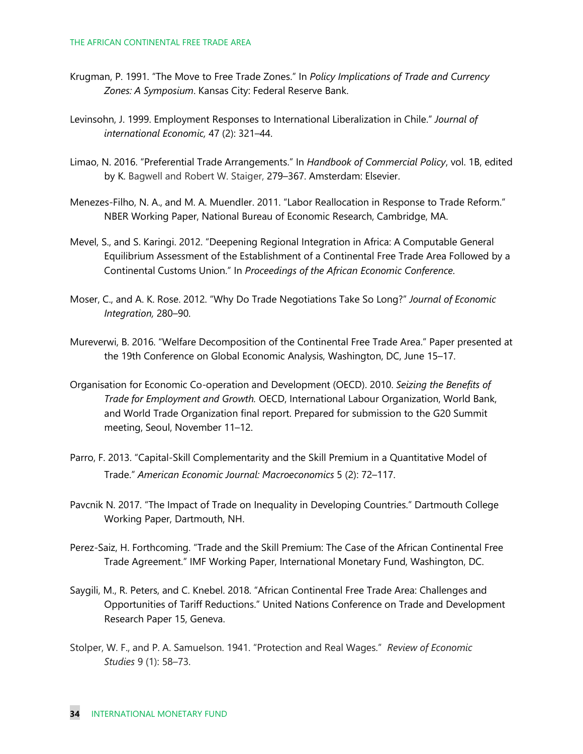Krugman, P. 1991. "The Move to Free Trade Zones." In *Policy Implications of Trade and Currency Zones: A Symposium*. Kansas City: Federal Reserve Bank.

Levinsohn, J. 1999. Employment Responses to International Liberalization in Chile." *Journal of international Economic,* 47 (2): 321–44.

Limao, N. 2016. "Preferential Trade Arrangements." In *Handbook of Commercial Policy*, vol. 1B, edited by K. Bagwell and Robert W. Staiger, 279–367. Amsterdam: Elsevier.

Menezes-Filho, N. A., and M. A. Muendler. 2011. "Labor Reallocation in Response to Trade Reform." NBER Working Paper, National Bureau of Economic Research, Cambridge, MA.

Mevel, S., and S. Karingi. 2012. "Deepening Regional Integration in Africa: A Computable General Equilibrium Assessment of the Establishment of a Continental Free Trade Area Followed by a Continental Customs Union." In *Proceedings of the African Economic Conference.*

Moser, C., and A. K. Rose. 2012. "Why Do Trade Negotiations Take So Long?" *Journal of Economic Integration,* 280–90.

Mureverwi, B. 2016. "Welfare Decomposition of the Continental Free Trade Area." Paper presented at the 19th Conference on Global Economic Analysis, Washington, DC, June 15–17.

Organisation for Economic Co-operation and Development (OECD). 2010. *Seizing the Benefits of Trade for Employment and Growth.* OECD, International Labour Organization, World Bank, and World Trade Organization final report. Prepared for submission to the G20 Summit meeting, Seoul, November 11–12.

Parro, F. 2013. "Capital-Skill Complementarity and the Skill Premium in a Quantitative Model of Trade." *American Economic Journal: Macroeconomics* 5 (2): 72–117.

Pavcnik N. 2017. "The Impact of Trade on Inequality in Developing Countries." Dartmouth College Working Paper, Dartmouth, NH.

Perez-Saiz, H. Forthcoming. "Trade and the Skill Premium: The Case of the African Continental Free Trade Agreement." IMF Working Paper, International Monetary Fund, Washington, DC.

Saygili, M., R. Peters, and C. Knebel. 2018. "African Continental Free Trade Area: Challenges and Opportunities of Tariff Reductions." United Nations Conference on Trade and Development Research Paper 15, Geneva.

Stolper, W. F., and P. A. Samuelson. 1941. "Protection and Real Wages." *Review of Economic Studies* 9 (1): 58–73.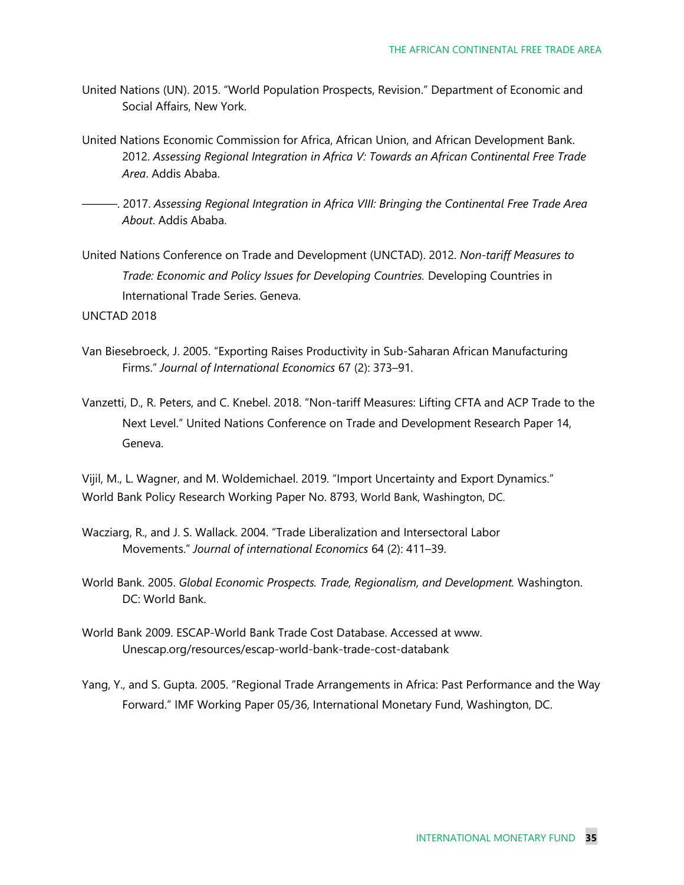United Nations (UN). 2015. "World Population Prospects, Revision." Department of Economic and Social Affairs, New York.

United Nations Economic Commission for Africa, African Union, and African Development Bank. 2012. *Assessing Regional Integration in Africa V: Towards an African Continental Free Trade Area*. Addis Ababa.

———. 2017. *Assessing Regional Integration in Africa VIII: Bringing the Continental Free Trade Area About*. Addis Ababa.

United Nations Conference on Trade and Development (UNCTAD). 2012. *Non-tariff Measures to Trade: Economic and Policy Issues for Developing Countries.* Developing Countries in International Trade Series. Geneva.

UNCTAD 2018

Van Biesebroeck, J. 2005. "Exporting Raises Productivity in Sub-Saharan African Manufacturing Firms." *Journal of International Economics* 67 (2): 373–91.

Vanzetti, D., R. Peters, and C. Knebel. 2018. "Non-tariff Measures: Lifting CFTA and ACP Trade to the Next Level." United Nations Conference on Trade and Development Research Paper 14, Geneva.

Vijil, M., L. Wagner, and M. Woldemichael. 2019. "Import Uncertainty and Export Dynamics." World Bank Policy Research Working Paper No. 8793, World Bank, Washington, DC.

Wacziarg, R., and J. S. Wallack. 2004. "Trade Liberalization and Intersectoral Labor Movements." *Journal of international Economics* 64 (2): 411–39.

World Bank. 2005. *Global Economic Prospects. Trade, Regionalism, and Development.* Washington. DC: World Bank.

World Bank 2009. ESCAP-World Bank Trade Cost Database. Accessed at www. Unescap.org/resources/escap-world-bank-trade-cost-databank

Yang, Y., and S. Gupta. 2005. "Regional Trade Arrangements in Africa: Past Performance and the Way Forward." IMF Working Paper 05/36, International Monetary Fund, Washington, DC.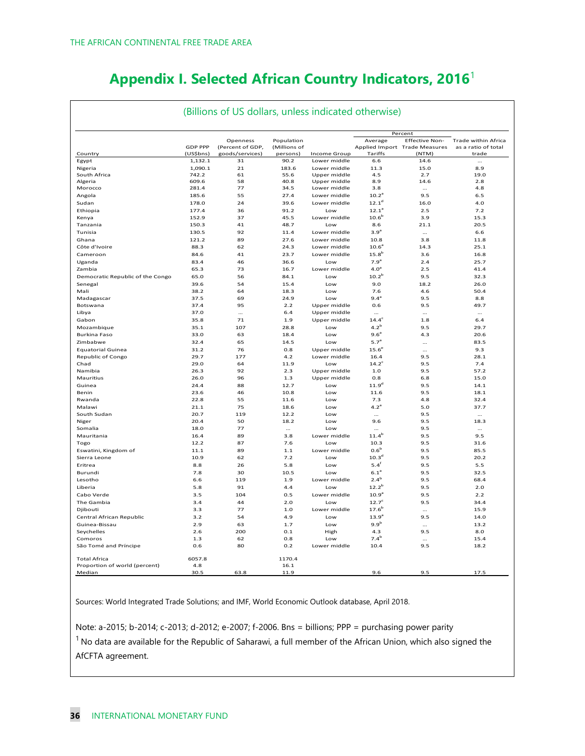# Appendix I. Selected African Country Indicators, 2016[1]

(Billions of US dollars, unless indicated otherwise)

| Country | GDP PPP (US$bns) | Openness (Percent of GDP, goods/services) | Population (Millions of persons) | Income Group | Average Applied Import Tariffs (Percent) | Effective Non-Trade Measures (NTM) (Percent) | Trade within Africa as a ratio of total trade (Percent) |
|---|---|---|---|---|---|---|---|
| Egypt | 1,132.1 | 31 | 90.2 | Lower middle | 6.6 | 14.6 | ... |
| Nigeria | 1,090.1 | 21 | 183.6 | Lower middle | 11.3 | 15.0 | 8.9 |
| South Africa | 742.2 | 61 | 55.6 | Upper middle | 4.5 | 2.7 | 19.0 |
| Algeria | 609.6 | 58 | 40.8 | Upper middle | 8.9 | 14.6 | 2.8 |
| Morocco | 281.4 | 77 | 34.5 | Lower middle | 3.8 | ... | 4.8 |
| Angola | 185.6 | 55 | 27.4 | Lower middle | 10.2[a] | 9.5 | 6.5 |
| Sudan | 178.0 | 24 | 39.6 | Lower middle | 12.1[d] | 16.0 | 4.0 |
| Ethiopia | 177.4 | 36 | 91.2 | Low | 12.1[a] | 2.5 | 7.2 |
| Kenya | 152.9 | 37 | 45.5 | Lower middle | 10.6[b] | 3.9 | 15.3 |
| Tanzania | 150.3 | 41 | 48.7 | Low | 8.6 | 21.1 | 20.5 |
| Tunisia | 130.5 | 92 | 11.4 | Lower middle | 3.9[a] | ... | 6.6 |
| Ghana | 121.2 | 89 | 27.6 | Lower middle | 10.8 | 3.8 | 11.8 |
| Côte d'Ivoire | 88.3 | 62 | 24.3 | Lower middle | 10.6[a] | 14.3 | 25.1 |
| Cameroon | 84.6 | 41 | 23.7 | Lower middle | 15.8[b] | 3.6 | 16.8 |
| Uganda | 83.4 | 46 | 36.6 | Low | 7.9[a] | 2.4 | 25.7 |
| Zambia | 65.3 | 73 | 16.7 | Lower middle | 4.0[a] | 2.5 | 41.4 |
| Democratic Republic of the Congo | 65.0 | 56 | 84.1 | Low | 10.2[b] | 9.5 | 32.3 |
| Senegal | 39.6 | 54 | 15.4 | Low | 9.0 | 18.2 | 26.0 |
| Mali | 38.2 | 64 | 18.3 | Low | 7.6 | 4.6 | 50.4 |
| Madagascar | 37.5 | 69 | 24.9 | Low | 9.4[a] | 9.5 | 8.8 |
| Botswana | 37.4 | 95 | 2.2 | Upper middle | 0.6 | 9.5 | 49.7 |
| Libya | 37.0 | ... | 6.4 | Upper middle | ... | ... | ... |
| Gabon | 35.8 | 71 | 1.9 | Upper middle | 14.4[c] | 1.8 | 6.4 |
| Mozambique | 35.1 | 107 | 28.8 | Low | 4.2[b] | 9.5 | 29.7 |
| Burkina Faso | 33.0 | 63 | 18.4 | Low | 9.6[a] | 4.3 | 20.6 |
| Zimbabwe | 32.4 | 65 | 14.5 | Low | 5.7[a] | ... | 83.5 |
| Equatorial Guinea | 31.2 | 76 | 0.8 | Upper middle | 15.6[e] | ... | 9.3 |
| Republic of Congo | 29.7 | 177 | 4.2 | Lower middle | 16.4 | 9.5 | 28.1 |
| Chad | 29.0 | 64 | 11.9 | Low | 14.2[c] | 9.5 | 7.4 |
| Namibia | 26.3 | 92 | 2.3 | Upper middle | 1.0 | 9.5 | 57.2 |
| Mauritius | 26.0 | 96 | 1.3 | Upper middle | 0.8 | 6.8 | 15.0 |
| Guinea | 24.4 | 88 | 12.7 | Low | 11.9[d] | 9.5 | 14.1 |
| Benin | 23.6 | 46 | 10.8 | Low | 11.6 | 9.5 | 18.1 |
| Rwanda | 22.8 | 55 | 11.6 | Low | 7.3 | 4.8 | 32.4 |
| Malawi | 21.1 | 75 | 18.6 | Low | 4.2[a] | 5.0 | 37.7 |
| South Sudan | 20.7 | 119 | 12.2 | Low | ... | 9.5 | ... |
| Niger | 20.4 | 50 | 18.2 | Low | 9.6 | 9.5 | 18.3 |
| Somalia | 18.0 | 77 | ... | Low | ... | 9.5 | ... |
| Mauritania | 16.4 | 89 | 3.8 | Lower middle | 11.4[b] | 9.5 | 9.5 |
| Togo | 12.2 | 87 | 7.6 | Low | 10.3 | 9.5 | 31.6 |
| Eswatini, Kingdom of | 11.1 | 89 | 1.1 | Lower middle | 0.6[b] | 9.5 | 85.5 |
| Sierra Leone | 10.9 | 62 | 7.2 | Low | 10.3[d] | 9.5 | 20.2 |
| Eritrea | 8.8 | 26 | 5.8 | Low | 5.4[f] | 9.5 | 5.5 |
| Burundi | 7.8 | 30 | 10.5 | Low | 6.1[a] | 9.5 | 32.5 |
| Lesotho | 6.6 | 119 | 1.9 | Lower middle | 2.4[b] | 9.5 | 68.4 |
| Liberia | 5.8 | 91 | 4.4 | Low | 12.2[b] | 9.5 | 2.0 |
| Cabo Verde | 3.5 | 104 | 0.5 | Lower middle | 10.9[a] | 9.5 | 2.2 |
| The Gambia | 3.4 | 44 | 2.0 | Low | 12.7[c] | 9.5 | 34.4 |
| Djibouti | 3.3 | 77 | 1.0 | Lower middle | 17.6[b] | ... | 15.9 |
| Central African Republic | 3.2 | 54 | 4.9 | Low | 13.9[a] | 9.5 | 14.0 |
| Guinea-Bissau | 2.9 | 63 | 1.7 | Low | 9.9[b] | ... | 13.2 |
| Seychelles | 2.6 | 200 | 0.1 | High | 4.3 | 9.5 | 8.0 |
| Comoros | 1.3 | 62 | 0.8 | Low | 7.4[b] | ... | 15.4 |
| São Tomé and Príncipe | 0.6 | 80 | 0.2 | Lower middle | 10.4 | 9.5 | 18.2 |
| Total Africa | 6057.8 | | 1170.4 | | | | |
| Proportion of world (percent) | 4.8 | | 16.1 | | | | |
| Median | 30.5 | 63.8 | 11.9 | | 9.6 | 9.5 | 17.5 |

Sources: World Integrated Trade Solutions; and IMF, World Economic Outlook database, April 2018.

Note: a-2015; b-2014; c-2013; d-2012; e-2007; f-2006. Bns = billions; PPP = purchasing power parity

[1] No data are available for the Republic of Saharawi, a full member of the African Union, which also signed the AfCFTA agreement.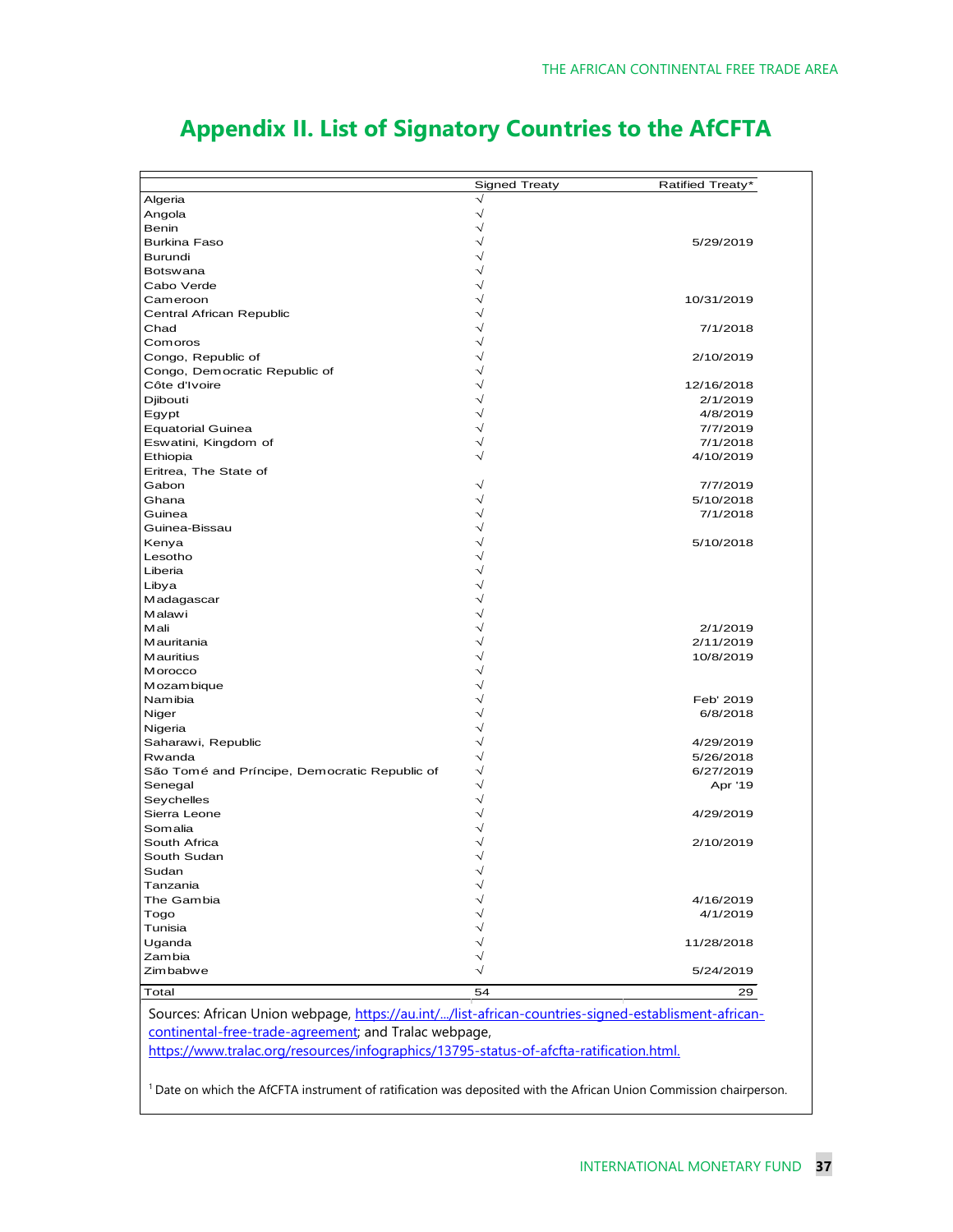## Appendix II. List of Signatory Countries to the AfCFTA

| | Signed Treaty | Ratified Treaty* |
|---|---|---|
| Algeria | √ | |
| Angola | √ | |
| Benin | √ | |
| Burkina Faso | √ | 5/29/2019 |
| Burundi | √ | |
| Botswana | √ | |
| Cabo Verde | √ | |
| Cameroon | √ | 10/31/2019 |
| Central African Republic | √ | |
| Chad | √ | 7/1/2018 |
| Comoros | √ | |
| Congo, Republic of | √ | 2/10/2019 |
| Congo, Democratic Republic of | √ | |
| Côte d'Ivoire | √ | 12/16/2018 |
| Djibouti | √ | 2/1/2019 |
| Egypt | √ | 4/8/2019 |
| Equatorial Guinea | √ | 7/7/2019 |
| Eswatini, Kingdom of | √ | 7/1/2018 |
| Ethiopia | √ | 4/10/2019 |
| Eritrea, The State of | | |
| Gabon | √ | 7/7/2019 |
| Ghana | √ | 5/10/2018 |
| Guinea | √ | 7/1/2018 |
| Guinea-Bissau | √ | |
| Kenya | √ | 5/10/2018 |
| Lesotho | √ | |
| Liberia | √ | |
| Libya | √ | |
| Madagascar | √ | |
| Malawi | √ | |
| Mali | √ | 2/1/2019 |
| Mauritania | √ | 2/11/2019 |
| Mauritius | √ | 10/8/2019 |
| Morocco | √ | |
| Mozambique | √ | |
| Namibia | √ | Feb' 2019 |
| Niger | √ | 6/8/2018 |
| Nigeria | √ | |
| Saharawi, Republic | √ | 4/29/2019 |
| Rwanda | √ | 5/26/2018 |
| São Tomé and Príncipe, Democratic Republic of | √ | 6/27/2019 |
| Senegal | √ | Apr '19 |
| Seychelles | √ | |
| Sierra Leone | √ | 4/29/2019 |
| Somalia | √ | |
| South Africa | √ | 2/10/2019 |
| South Sudan | √ | |
| Sudan | √ | |
| Tanzania | √ | |
| The Gambia | √ | 4/16/2019 |
| Togo | √ | 4/1/2019 |
| Tunisia | √ | |
| Uganda | √ | 11/28/2018 |
| Zambia | √ | |
| Zimbabwe | √ | 5/24/2019 |
| Total | 54 | 29 |

Sources: African Union webpage, https://au.int/.../list-african-countries-signed-establisment-african-continental-free-trade-agreement; and Tralac webpage, https://www.tralac.org/resources/infographics/13795-status-of-afcfta-ratification.html.

[1] Date on which the AfCFTA instrument of ratification was deposited with the African Union Commission chairperson.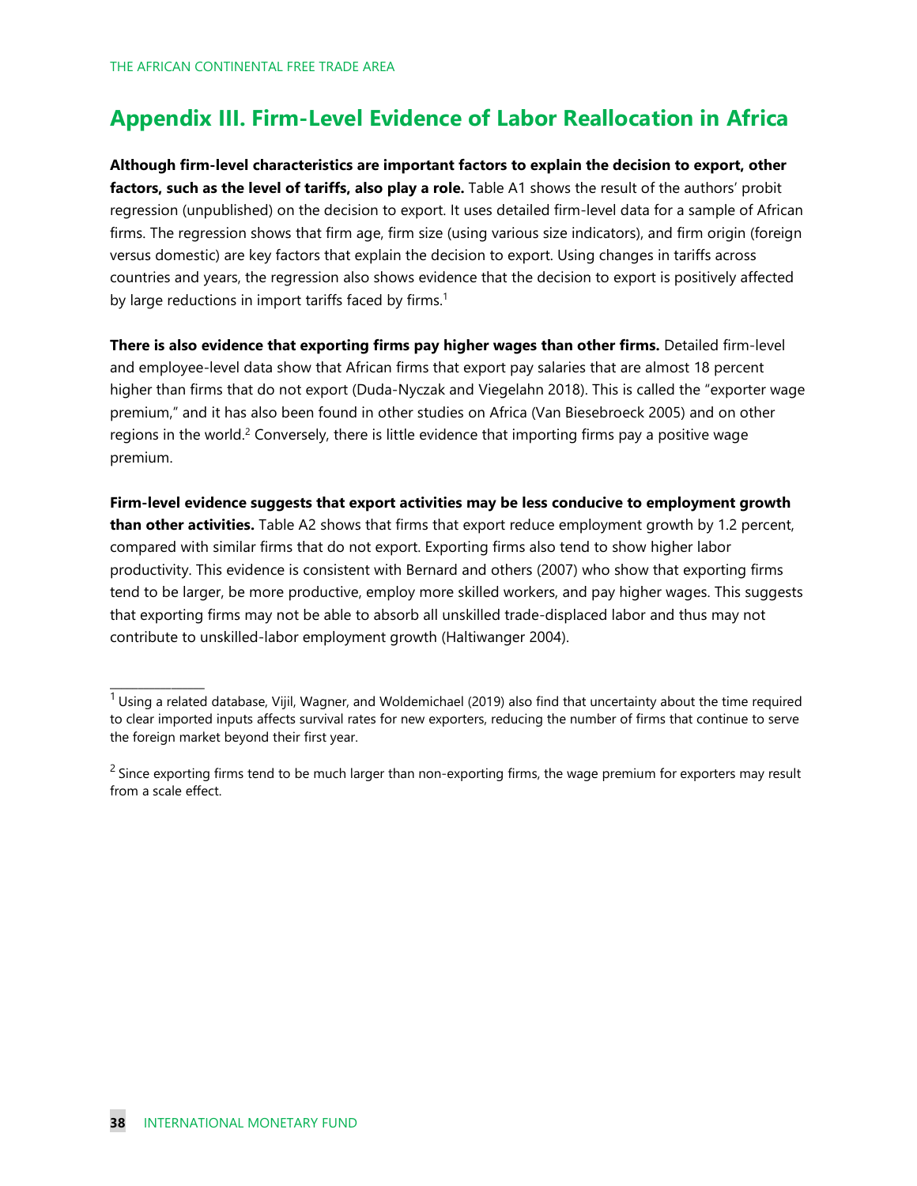# Appendix III. Firm-Level Evidence of Labor Reallocation in Africa

**Although firm-level characteristics are important factors to explain the decision to export, other factors, such as the level of tariffs, also play a role.** Table A1 shows the result of the authors' probit regression (unpublished) on the decision to export. It uses detailed firm-level data for a sample of African firms. The regression shows that firm age, firm size (using various size indicators), and firm origin (foreign versus domestic) are key factors that explain the decision to export. Using changes in tariffs across countries and years, the regression also shows evidence that the decision to export is positively affected by large reductions in import tariffs faced by firms.[1]

**There is also evidence that exporting firms pay higher wages than other firms.** Detailed firm-level and employee-level data show that African firms that export pay salaries that are almost 18 percent higher than firms that do not export (Duda-Nyczak and Viegelahn 2018). This is called the "exporter wage premium," and it has also been found in other studies on Africa (Van Biesebroeck 2005) and on other regions in the world.[2] Conversely, there is little evidence that importing firms pay a positive wage premium.

**Firm-level evidence suggests that export activities may be less conducive to employment growth than other activities.** Table A2 shows that firms that export reduce employment growth by 1.2 percent, compared with similar firms that do not export. Exporting firms also tend to show higher labor productivity. This evidence is consistent with Bernard and others (2007) who show that exporting firms tend to be larger, be more productive, employ more skilled workers, and pay higher wages. This suggests that exporting firms may not be able to absorb all unskilled trade-displaced labor and thus may not contribute to unskilled-labor employment growth (Haltiwanger 2004).

---

[1] Using a related database, Vijil, Wagner, and Woldemichael (2019) also find that uncertainty about the time required to clear imported inputs affects survival rates for new exporters, reducing the number of firms that continue to serve the foreign market beyond their first year.

[2] Since exporting firms tend to be much larger than non-exporting firms, the wage premium for exporters may result from a scale effect.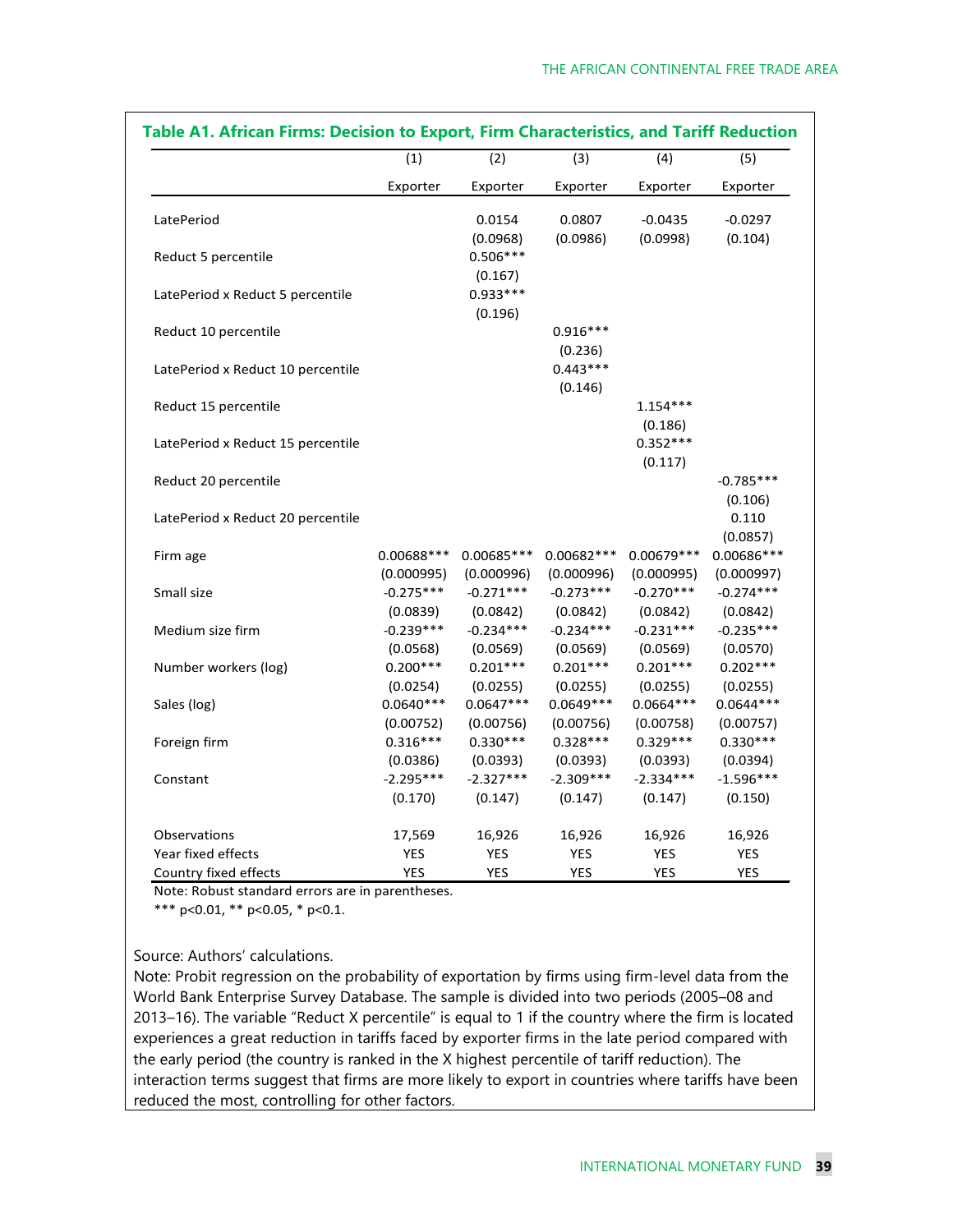**Table A1. African Firms: Decision to Export, Firm Characteristics, and Tariff Reduction**

| | (1) | (2) | (3) | (4) | (5) |
|---|---|---|---|---|---|
| | Exporter | Exporter | Exporter | Exporter | Exporter |
| LatePeriod | | 0.0154 | 0.0807 | -0.0435 | -0.0297 |
| | | (0.0968) | (0.0986) | (0.0998) | (0.104) |
| Reduct 5 percentile | | 0.506*** | | | |
| | | (0.167) | | | |
| LatePeriod x Reduct 5 percentile | | 0.933*** | | | |
| | | (0.196) | | | |
| Reduct 10 percentile | | | 0.916*** | | |
| | | | (0.236) | | |
| LatePeriod x Reduct 10 percentile | | | 0.443*** | | |
| | | | (0.146) | | |
| Reduct 15 percentile | | | | 1.154*** | |
| | | | | (0.186) | |
| LatePeriod x Reduct 15 percentile | | | | 0.352*** | |
| | | | | (0.117) | |
| Reduct 20 percentile | | | | | -0.785*** |
| | | | | | (0.106) |
| LatePeriod x Reduct 20 percentile | | | | | 0.110 |
| | | | | | (0.0857) |
| Firm age | 0.00688*** | 0.00685*** | 0.00682*** | 0.00679*** | 0.00686*** |
| | (0.000995) | (0.000996) | (0.000996) | (0.000995) | (0.000997) |
| Small size | -0.275*** | -0.271*** | -0.273*** | -0.270*** | -0.274*** |
| | (0.0839) | (0.0842) | (0.0842) | (0.0842) | (0.0842) |
| Medium size firm | -0.239*** | -0.234*** | -0.234*** | -0.231*** | -0.235*** |
| | (0.0568) | (0.0569) | (0.0569) | (0.0569) | (0.0570) |
| Number workers (log) | 0.200*** | 0.201*** | 0.201*** | 0.201*** | 0.202*** |
| | (0.0254) | (0.0255) | (0.0255) | (0.0255) | (0.0255) |
| Sales (log) | 0.0640*** | 0.0647*** | 0.0649*** | 0.0664*** | 0.0644*** |
| | (0.00752) | (0.00756) | (0.00756) | (0.00758) | (0.00757) |
| Foreign firm | 0.316*** | 0.330*** | 0.328*** | 0.329*** | 0.330*** |
| | (0.0386) | (0.0393) | (0.0393) | (0.0393) | (0.0394) |
| Constant | -2.295*** | -2.327*** | -2.309*** | -2.334*** | -1.596*** |
| | (0.170) | (0.147) | (0.147) | (0.147) | (0.150) |
| Observations | 17,569 | 16,926 | 16,926 | 16,926 | 16,926 |
| Year fixed effects | YES | YES | YES | YES | YES |
| Country fixed effects | YES | YES | YES | YES | YES |

Note: Robust standard errors are in parentheses.
*** p<0.01, ** p<0.05, * p<0.1.

Source: Authors' calculations.
Note: Probit regression on the probability of exportation by firms using firm-level data from the World Bank Enterprise Survey Database. The sample is divided into two periods (2005–08 and 2013–16). The variable "Reduct X percentile" is equal to 1 if the country where the firm is located experiences a great reduction in tariffs faced by exporter firms in the late period compared with the early period (the country is ranked in the X highest percentile of tariff reduction). The interaction terms suggest that firms are more likely to export in countries where tariffs have been reduced the most, controlling for other factors.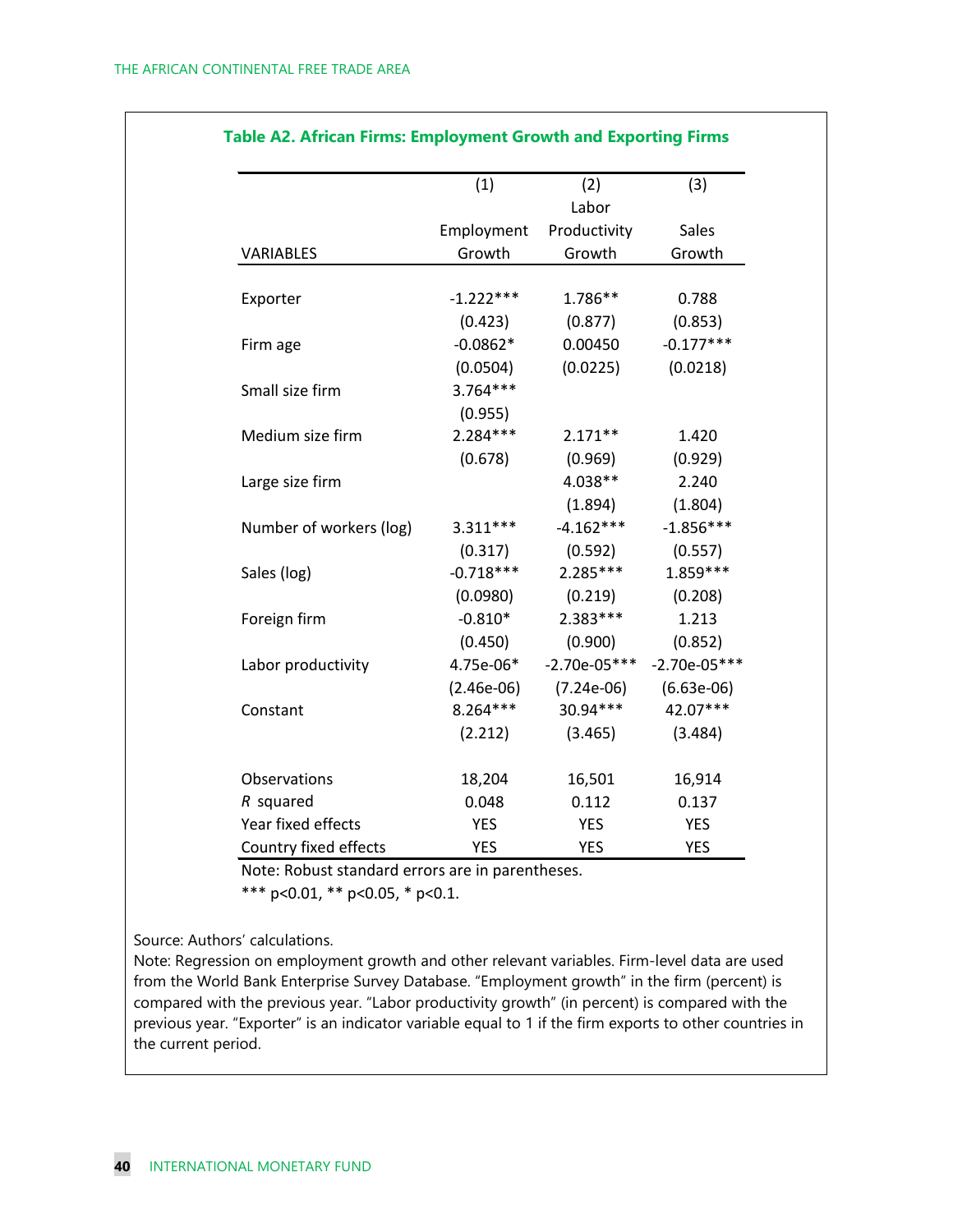**Table A2. African Firms: Employment Growth and Exporting Firms**

| | (1) | (2) | (3) |
|---|---|---|---|
| VARIABLES | Employment Growth | Labor Productivity Growth | Sales Growth |
| Exporter | -1.222*** | 1.786** | 0.788 |
| | (0.423) | (0.877) | (0.853) |
| Firm age | -0.0862* | 0.00450 | -0.177*** |
| | (0.0504) | (0.0225) | (0.0218) |
| Small size firm | 3.764*** | | |
| | (0.955) | | |
| Medium size firm | 2.284*** | 2.171** | 1.420 |
| | (0.678) | (0.969) | (0.929) |
| Large size firm | | 4.038** | 2.240 |
| | | (1.894) | (1.804) |
| Number of workers (log) | 3.311*** | -4.162*** | -1.856*** |
| | (0.317) | (0.592) | (0.557) |
| Sales (log) | -0.718*** | 2.285*** | 1.859*** |
| | (0.0980) | (0.219) | (0.208) |
| Foreign firm | -0.810* | 2.383*** | 1.213 |
| | (0.450) | (0.900) | (0.852) |
| Labor productivity | 4.75e-06* | -2.70e-05*** | -2.70e-05*** |
| | (2.46e-06) | (7.24e-06) | (6.63e-06) |
| Constant | 8.264*** | 30.94*** | 42.07*** |
| | (2.212) | (3.465) | (3.484) |
| Observations | 18,204 | 16,501 | 16,914 |
| *R* squared | 0.048 | 0.112 | 0.137 |
| Year fixed effects | YES | YES | YES |
| Country fixed effects | YES | YES | YES |

Note: Robust standard errors are in parentheses.
*** p<0.01, ** p<0.05, * p<0.1.

Source: Authors' calculations.
Note: Regression on employment growth and other relevant variables. Firm-level data are used from the World Bank Enterprise Survey Database. "Employment growth" in the firm (percent) is compared with the previous year. "Labor productivity growth" (in percent) is compared with the previous year. "Exporter" is an indicator variable equal to 1 if the firm exports to other countries in the current period.